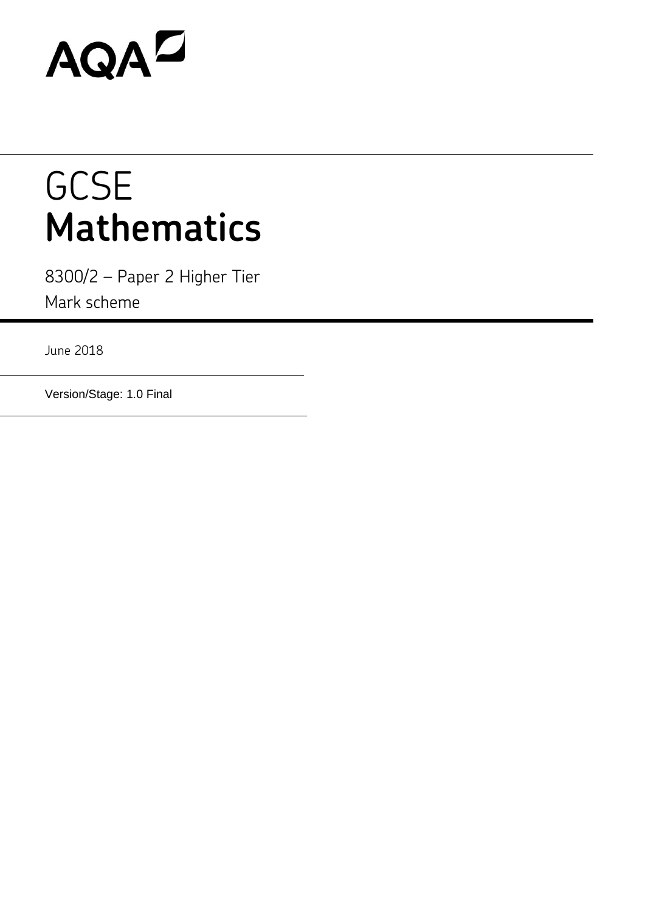AQA

# GCSE
# Mathematics

8300/2 – Paper 2 Higher Tier

Mark scheme

June 2018

Version/Stage: 1.0 Final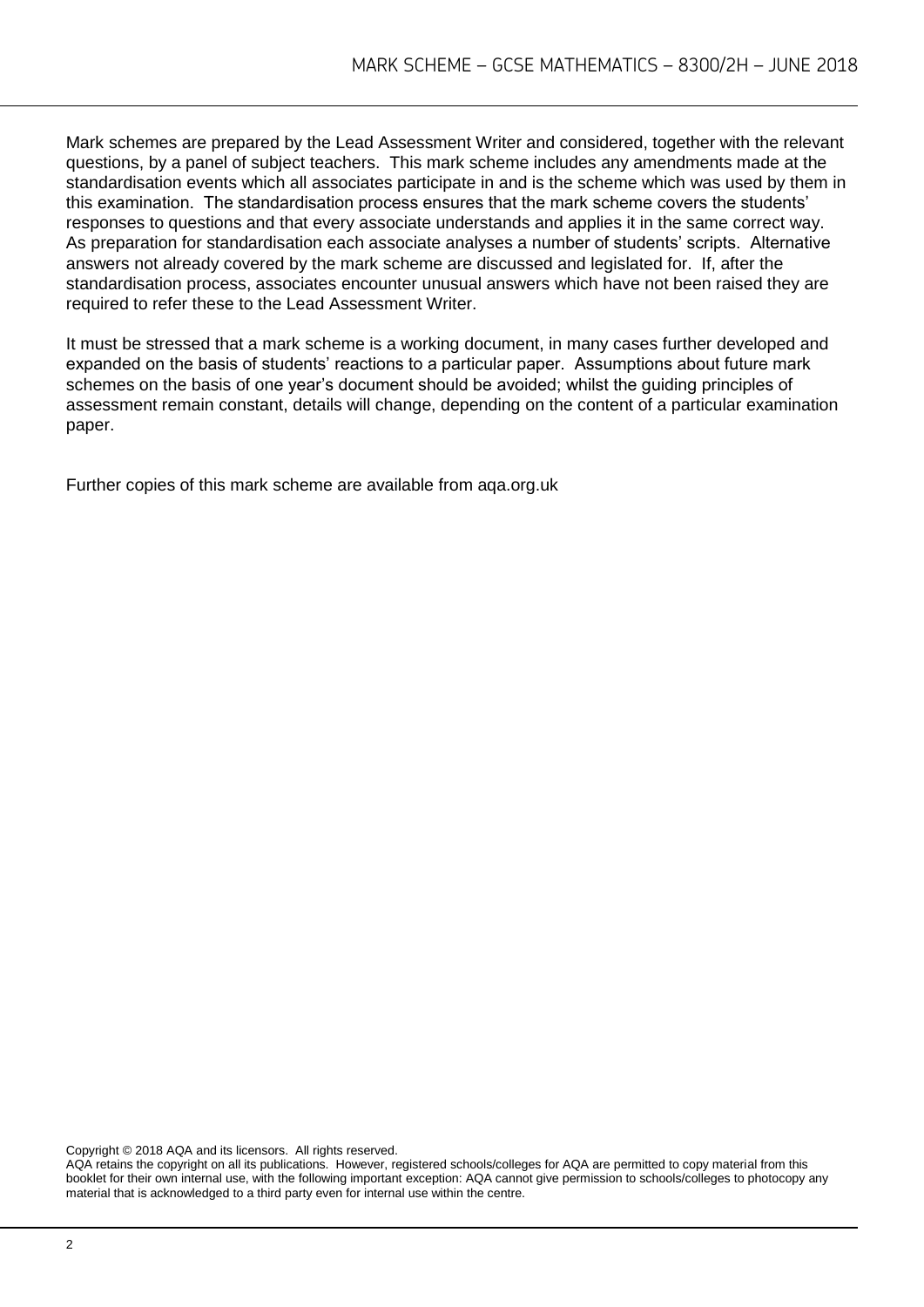Mark schemes are prepared by the Lead Assessment Writer and considered, together with the relevant questions, by a panel of subject teachers. This mark scheme includes any amendments made at the standardisation events which all associates participate in and is the scheme which was used by them in this examination. The standardisation process ensures that the mark scheme covers the students' responses to questions and that every associate understands and applies it in the same correct way. As preparation for standardisation each associate analyses a number of students' scripts. Alternative answers not already covered by the mark scheme are discussed and legislated for. If, after the standardisation process, associates encounter unusual answers which have not been raised they are required to refer these to the Lead Assessment Writer.

It must be stressed that a mark scheme is a working document, in many cases further developed and expanded on the basis of students' reactions to a particular paper. Assumptions about future mark schemes on the basis of one year's document should be avoided; whilst the guiding principles of assessment remain constant, details will change, depending on the content of a particular examination paper.

Further copies of this mark scheme are available from aqa.org.uk

Copyright © 2018 AQA and its licensors. All rights reserved.
AQA retains the copyright on all its publications. However, registered schools/colleges for AQA are permitted to copy material from this booklet for their own internal use, with the following important exception: AQA cannot give permission to schools/colleges to photocopy any material that is acknowledged to a third party even for internal use within the centre.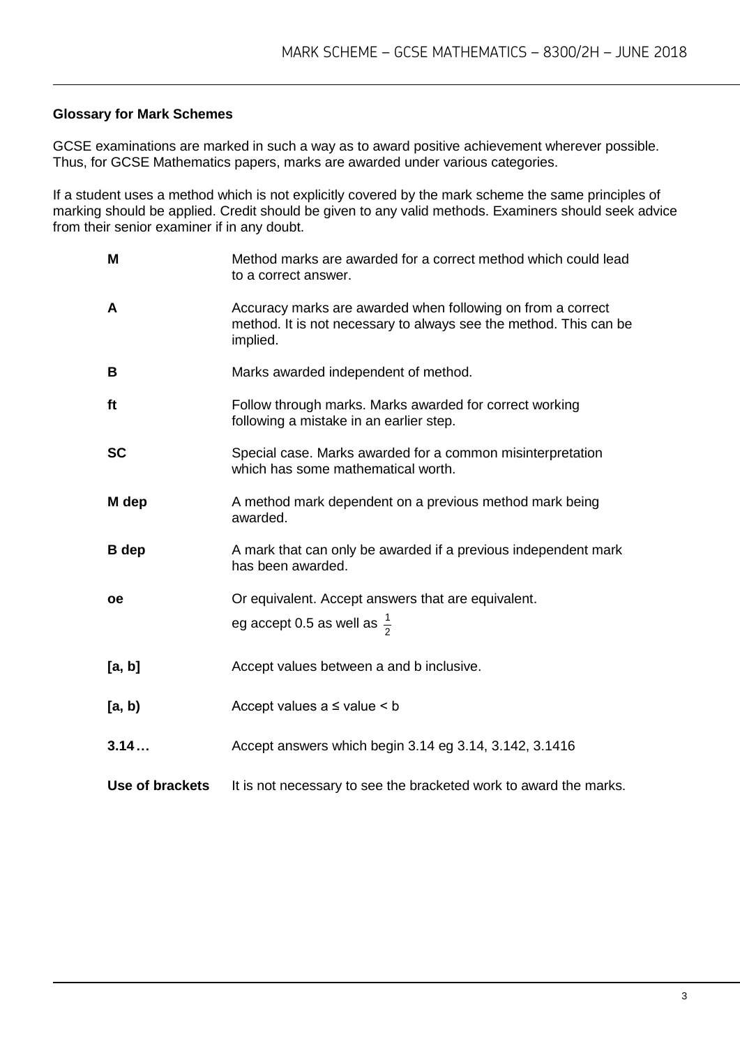**Glossary for Mark Schemes**

GCSE examinations are marked in such a way as to award positive achievement wherever possible. Thus, for GCSE Mathematics papers, marks are awarded under various categories.

If a student uses a method which is not explicitly covered by the mark scheme the same principles of marking should be applied. Credit should be given to any valid methods. Examiners should seek advice from their senior examiner if in any doubt.

| | |
|---|---|
| **M** | Method marks are awarded for a correct method which could lead to a correct answer. |
| **A** | Accuracy marks are awarded when following on from a correct method. It is not necessary to always see the method. This can be implied. |
| **B** | Marks awarded independent of method. |
| **ft** | Follow through marks. Marks awarded for correct working following a mistake in an earlier step. |
| **SC** | Special case. Marks awarded for a common misinterpretation which has some mathematical worth. |
| **M dep** | A method mark dependent on a previous method mark being awarded. |
| **B dep** | A mark that can only be awarded if a previous independent mark has been awarded. |
| **oe** | Or equivalent. Accept answers that are equivalent. eg accept 0.5 as well as $\frac{1}{2}$ |
| **[a, b]** | Accept values between a and b inclusive. |
| **[a, b)** | Accept values a ≤ value < b |
| **3.14…** | Accept answers which begin 3.14 eg 3.14, 3.142, 3.1416 |
| **Use of brackets** | It is not necessary to see the bracketed work to award the marks. |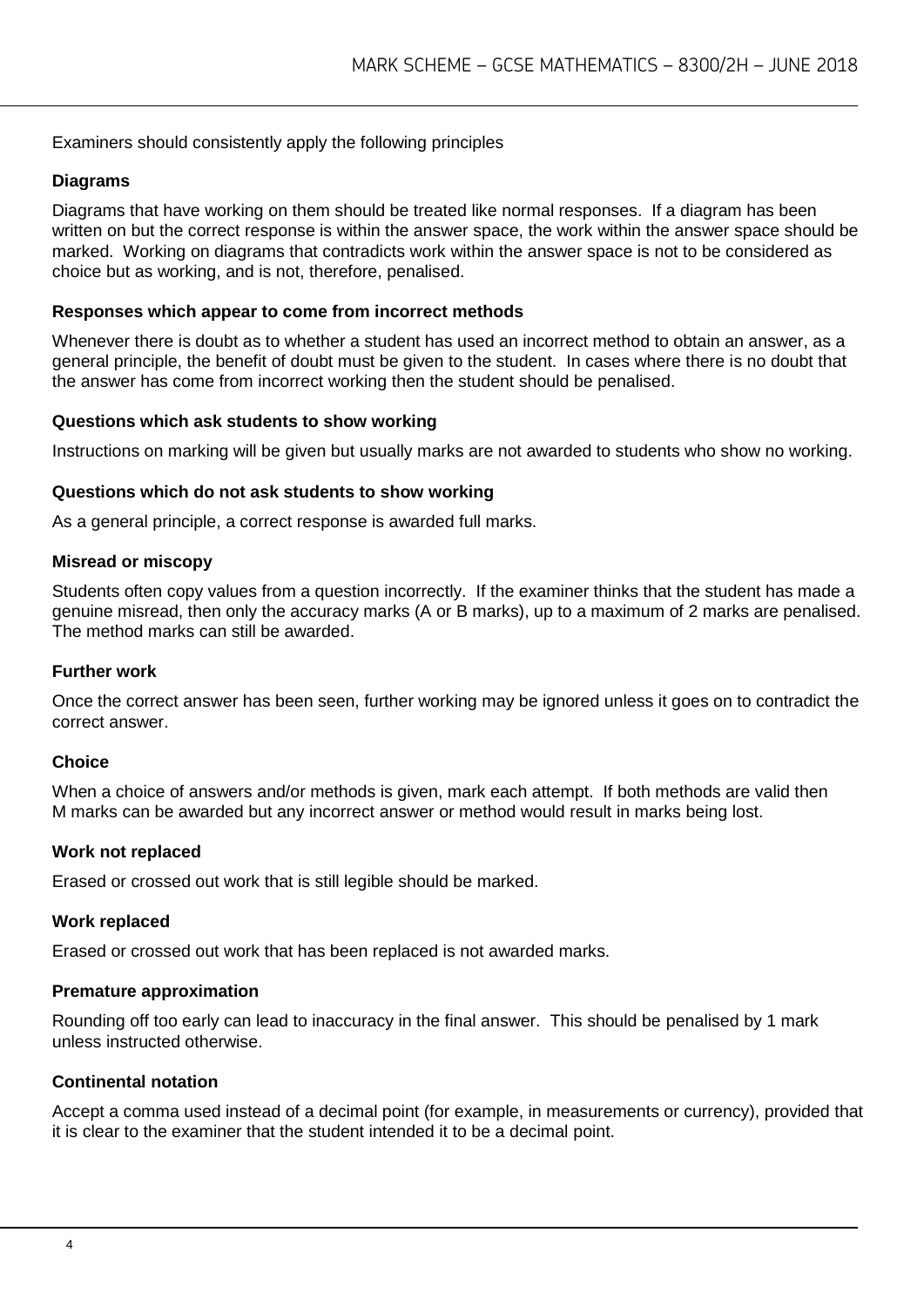Examiners should consistently apply the following principles

### Diagrams

Diagrams that have working on them should be treated like normal responses. If a diagram has been written on but the correct response is within the answer space, the work within the answer space should be marked. Working on diagrams that contradicts work within the answer space is not to be considered as choice but as working, and is not, therefore, penalised.

### Responses which appear to come from incorrect methods

Whenever there is doubt as to whether a student has used an incorrect method to obtain an answer, as a general principle, the benefit of doubt must be given to the student. In cases where there is no doubt that the answer has come from incorrect working then the student should be penalised.

### Questions which ask students to show working

Instructions on marking will be given but usually marks are not awarded to students who show no working.

### Questions which do not ask students to show working

As a general principle, a correct response is awarded full marks.

### Misread or miscopy

Students often copy values from a question incorrectly. If the examiner thinks that the student has made a genuine misread, then only the accuracy marks (A or B marks), up to a maximum of 2 marks are penalised. The method marks can still be awarded.

### Further work

Once the correct answer has been seen, further working may be ignored unless it goes on to contradict the correct answer.

### Choice

When a choice of answers and/or methods is given, mark each attempt. If both methods are valid then M marks can be awarded but any incorrect answer or method would result in marks being lost.

### Work not replaced

Erased or crossed out work that is still legible should be marked.

### Work replaced

Erased or crossed out work that has been replaced is not awarded marks.

### Premature approximation

Rounding off too early can lead to inaccuracy in the final answer. This should be penalised by 1 mark unless instructed otherwise.

### Continental notation

Accept a comma used instead of a decimal point (for example, in measurements or currency), provided that it is clear to the examiner that the student intended it to be a decimal point.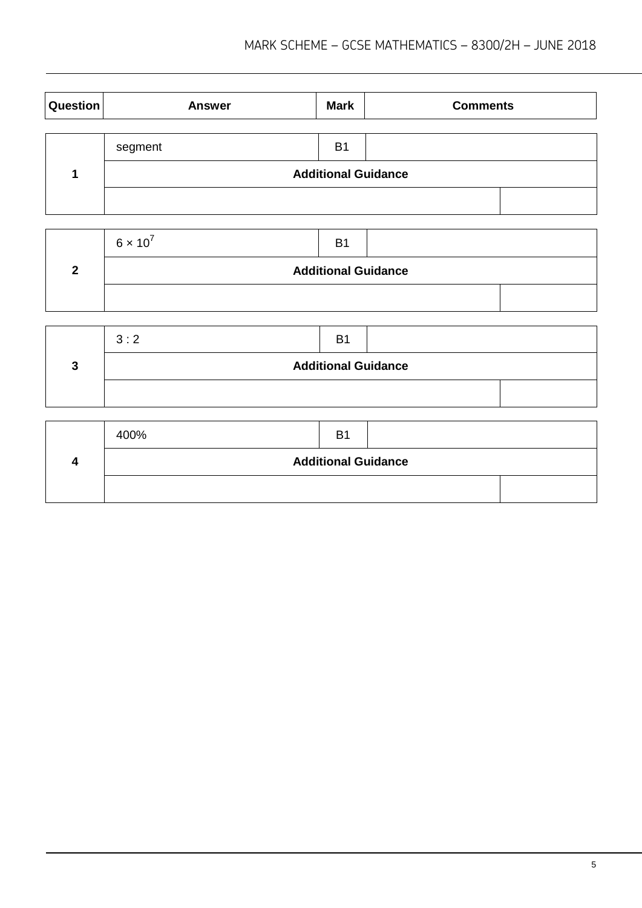| Question | Answer | Mark | Comments |
|---|---|---|---|

| 1 | segment | B1 | |
|---|---|---|---|
| | **Additional Guidance** | | |
| | | | |

| 2 | $6 \times 10^7$ | B1 | |
|---|---|---|---|
| | **Additional Guidance** | | |
| | | | |

| 3 | 3 : 2 | B1 | |
|---|---|---|---|
| | **Additional Guidance** | | |
| | | | |

| 4 | 400% | B1 | |
|---|---|---|---|
| | **Additional Guidance** | | |
| | | | |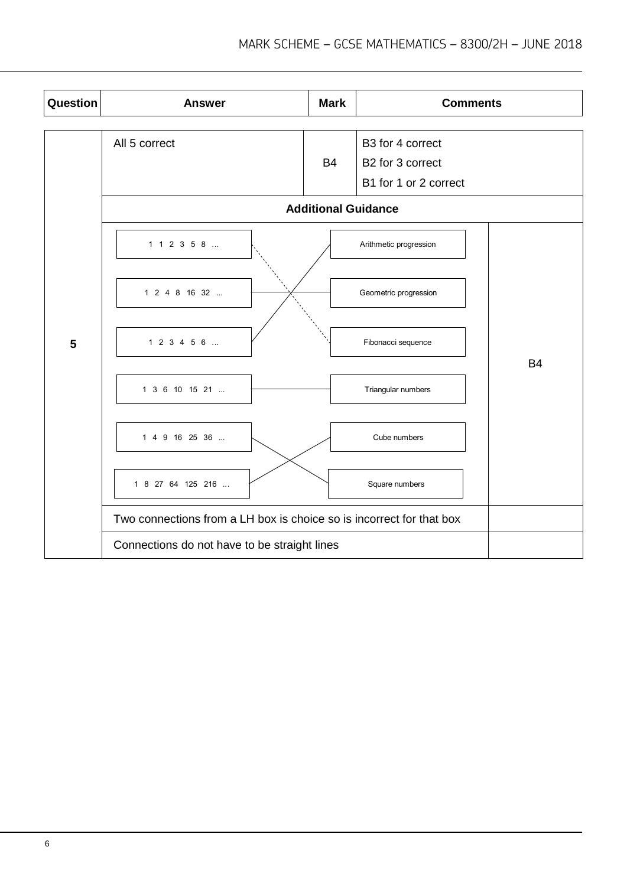| Question | Answer | Mark | Comments |
|---|---|---|---|
| 5 | All 5 correct | B4 | B3 for 4 correct<br>B2 for 3 correct<br>B1 for 1 or 2 correct |

**Additional Guidance**

| Sequence | Connected to | |
|---|---|---|
| 1 1 2 3 5 8 ... | Fibonacci sequence | B4 |
| 1 2 4 8 16 32 ... | Geometric progression | |
| 1 2 3 4 5 6 ... | Arithmetic progression | |
| 1 3 6 10 15 21 ... | Triangular numbers | |
| 1 4 9 16 25 36 ... | Square numbers | |
| 1 8 27 64 125 216 ... | Cube numbers | |

Two connections from a LH box is choice so is incorrect for that box

Connections do not have to be straight lines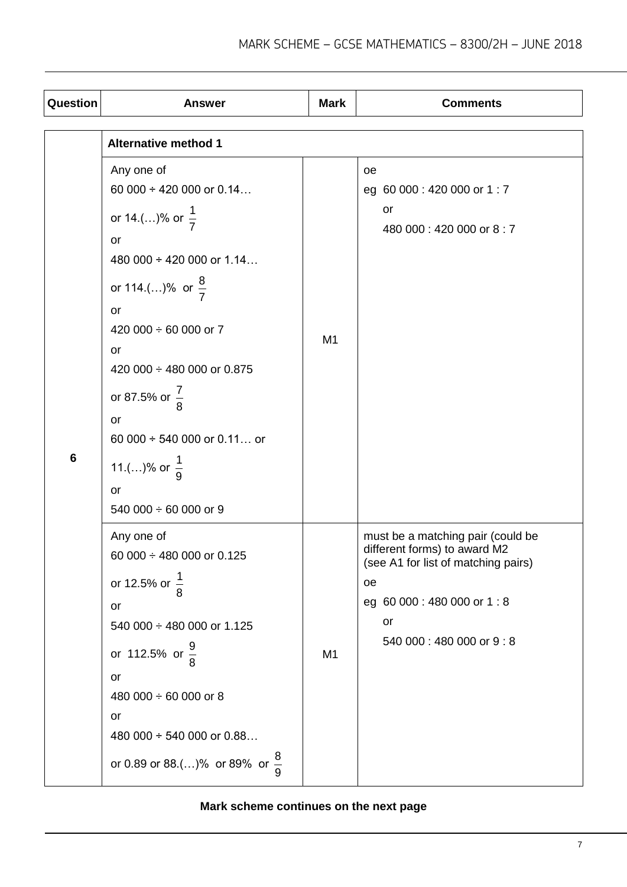| Question | Answer | Mark | Comments |
|---|---|---|---|
| | **Alternative method 1** | | |
| 6 | Any one of<br>60 000 ÷ 420 000 or 0.14…<br>or 14.(…)% or $\frac{1}{7}$<br>or<br>480 000 ÷ 420 000 or 1.14…<br>or 114.(…)% or $\frac{8}{7}$<br>or<br>420 000 ÷ 60 000 or 7<br>or<br>420 000 ÷ 480 000 or 0.875<br>or 87.5% or $\frac{7}{8}$<br>or<br>60 000 ÷ 540 000 or 0.11… or<br>11.(…)% or $\frac{1}{9}$<br>or<br>540 000 ÷ 60 000 or 9 | M1 | oe<br>eg 60 000 : 420 000 or 1 : 7<br>or<br>480 000 : 420 000 or 8 : 7 |
| | Any one of<br>60 000 ÷ 480 000 or 0.125<br>or 12.5% or $\frac{1}{8}$<br>or<br>540 000 ÷ 480 000 or 1.125<br>or 112.5% or $\frac{9}{8}$<br>or<br>480 000 ÷ 60 000 or 8<br>or<br>480 000 ÷ 540 000 or 0.88…<br>or 0.89 or 88.(…)% or 89% or $\frac{8}{9}$ | M1 | must be a matching pair (could be different forms) to award M2<br>(see A1 for list of matching pairs)<br>oe<br>eg 60 000 : 480 000 or 1 : 8<br>or<br>540 000 : 480 000 or 9 : 8 |

**Mark scheme continues on the next page**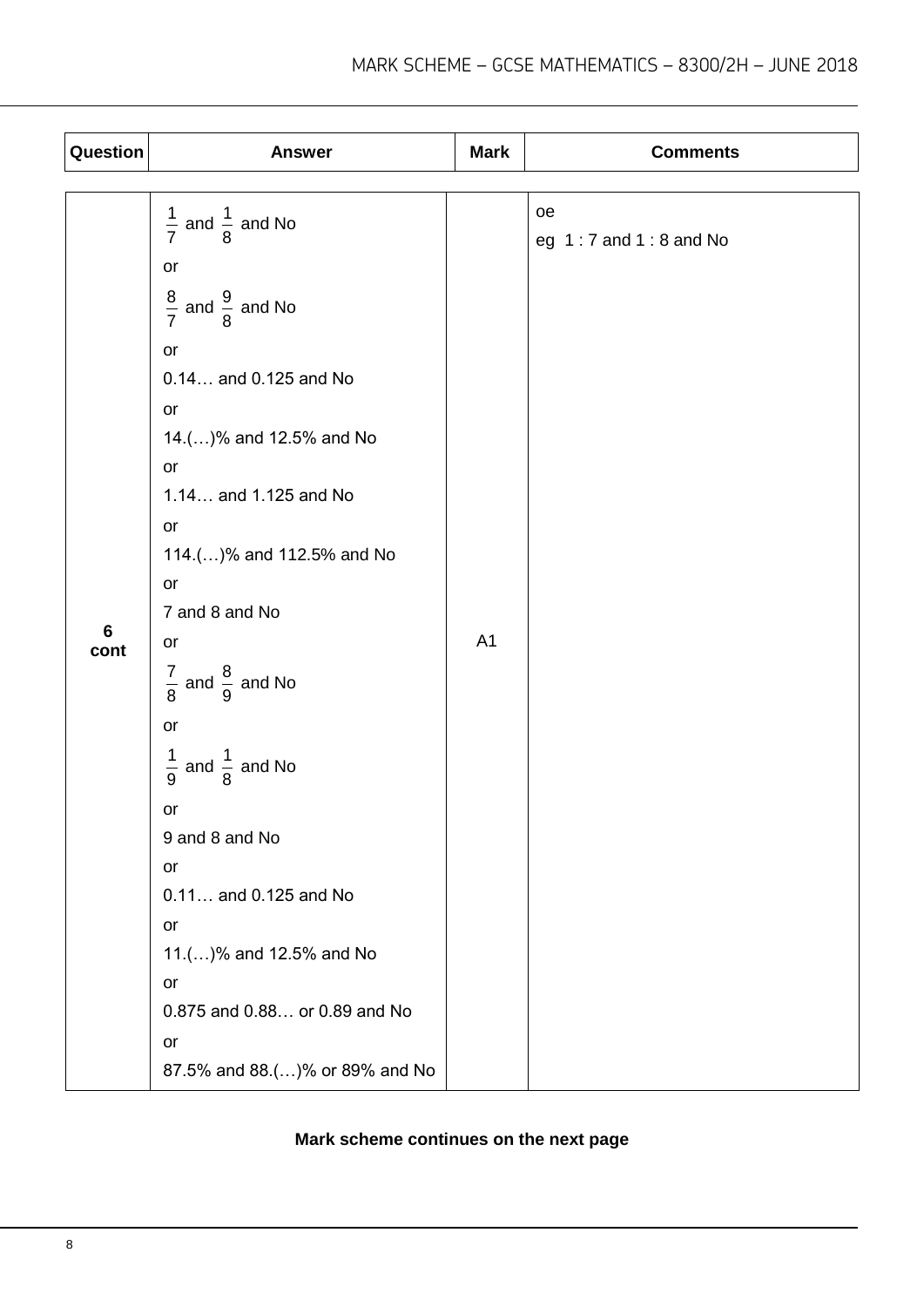| Question | Answer | Mark | Comments |
|---|---|---|---|
| 6 cont | $\frac{1}{7}$ and $\frac{1}{8}$ and No<br>or<br>$\frac{8}{7}$ and $\frac{9}{8}$ and No<br>or<br>0.14… and 0.125 and No<br>or<br>14.(…)% and 12.5% and No<br>or<br>1.14… and 1.125 and No<br>or<br>114.(…)% and 112.5% and No<br>or<br>7 and 8 and No<br>or<br>$\frac{7}{8}$ and $\frac{8}{9}$ and No<br>or<br>$\frac{1}{9}$ and $\frac{1}{8}$ and No<br>or<br>9 and 8 and No<br>or<br>0.11… and 0.125 and No<br>or<br>11.(…)% and 12.5% and No<br>or<br>0.875 and 0.88… or 0.89 and No<br>or<br>87.5% and 88.(…)% or 89% and No | A1 | oe<br>eg 1 : 7 and 1 : 8 and No |

**Mark scheme continues on the next page**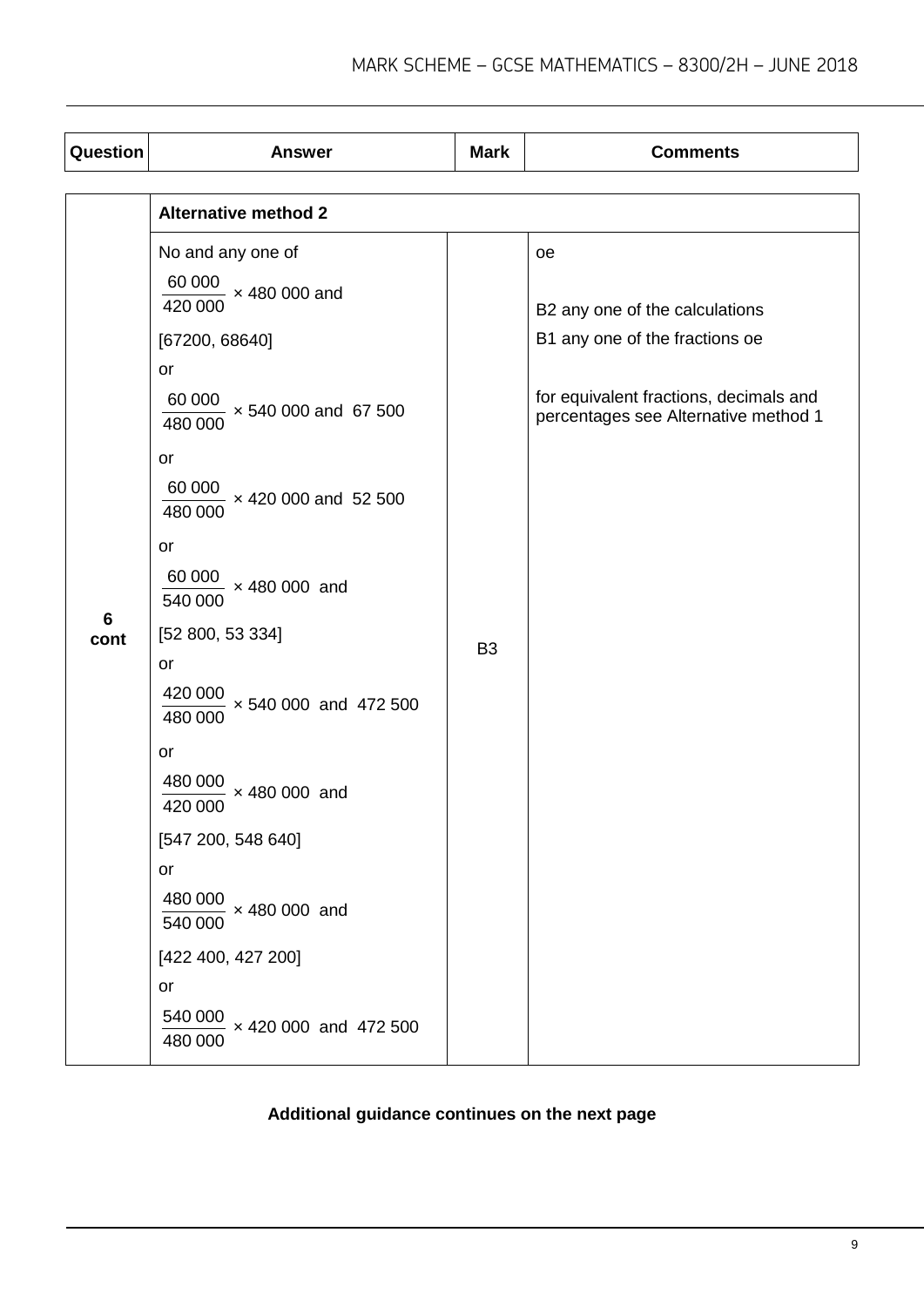| Question | Answer | Mark | Comments |
|---|---|---|---|
| | **Alternative method 2** | | |
| 6 cont | No and any one of<br><br>$\frac{60\,000}{420\,000} \times 480\,000$ and<br><br>[67200, 68640]<br><br>or<br><br>$\frac{60\,000}{480\,000} \times 540\,000$ and 67 500<br><br>or<br><br>$\frac{60\,000}{480\,000} \times 420\,000$ and 52 500<br><br>or<br><br>$\frac{60\,000}{540\,000} \times 480\,000$ and<br><br>[52 800, 53 334]<br><br>or<br><br>$\frac{420\,000}{480\,000} \times 540\,000$ and 472 500<br><br>or<br><br>$\frac{480\,000}{420\,000} \times 480\,000$ and<br><br>[547 200, 548 640]<br><br>or<br><br>$\frac{480\,000}{540\,000} \times 480\,000$ and<br><br>[422 400, 427 200]<br><br>or<br><br>$\frac{540\,000}{480\,000} \times 420\,000$ and 472 500 | B3 | oe<br><br>B2 any one of the calculations<br><br>B1 any one of the fractions oe<br><br>for equivalent fractions, decimals and percentages see Alternative method 1 |

**Additional guidance continues on the next page**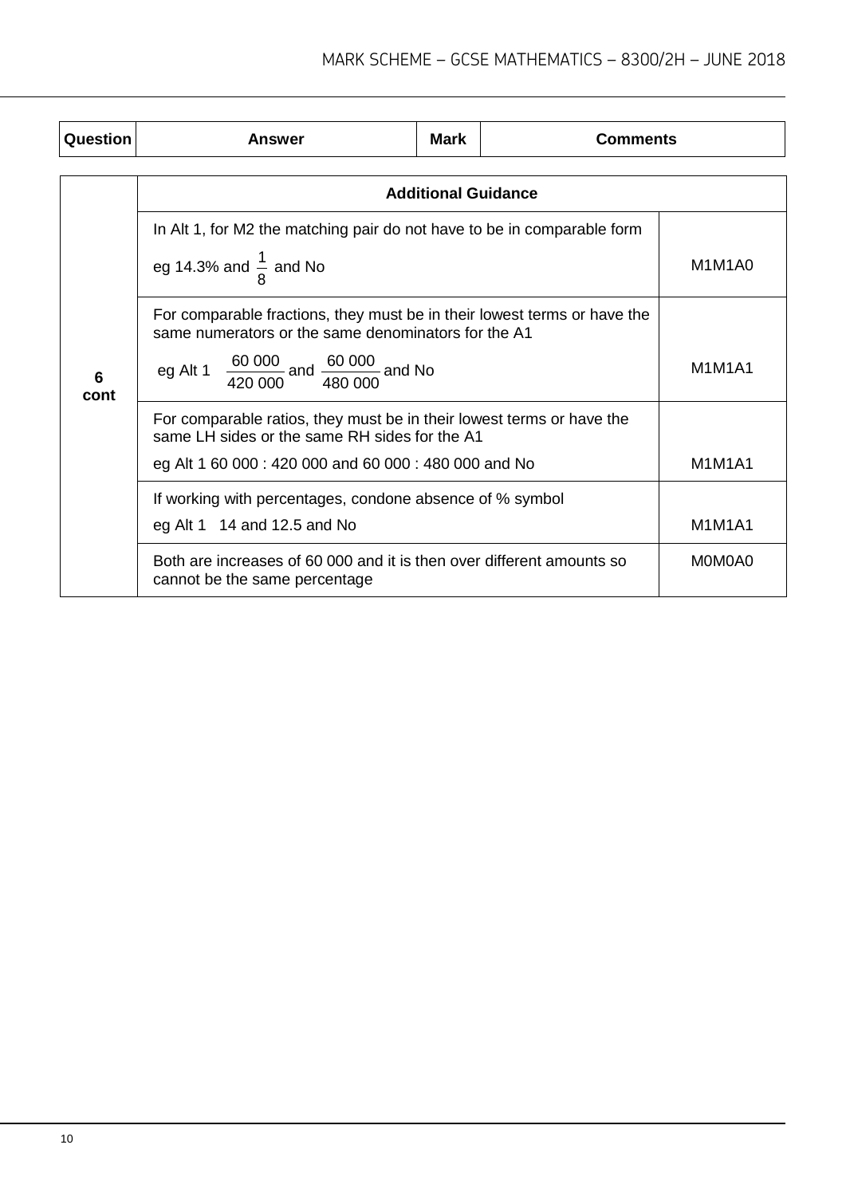| Question | Answer | Mark | Comments |
|---|---|---|---|

| Question | Additional Guidance | |
|---|---|---|
| 6 cont | In Alt 1, for M2 the matching pair do not have to be in comparable form<br><br>eg 14.3% and $\frac{1}{8}$ and No | M1M1A0 |
| | For comparable fractions, they must be in their lowest terms or have the same numerators or the same denominators for the A1<br><br>eg Alt 1 $\frac{60\,000}{420\,000}$ and $\frac{60\,000}{480\,000}$ and No | M1M1A1 |
| | For comparable ratios, they must be in their lowest terms or have the same LH sides or the same RH sides for the A1<br><br>eg Alt 1 60 000 : 420 000 and 60 000 : 480 000 and No | M1M1A1 |
| | If working with percentages, condone absence of % symbol<br><br>eg Alt 1 14 and 12.5 and No | M1M1A1 |
| | Both are increases of 60 000 and it is then over different amounts so cannot be the same percentage | M0M0A0 |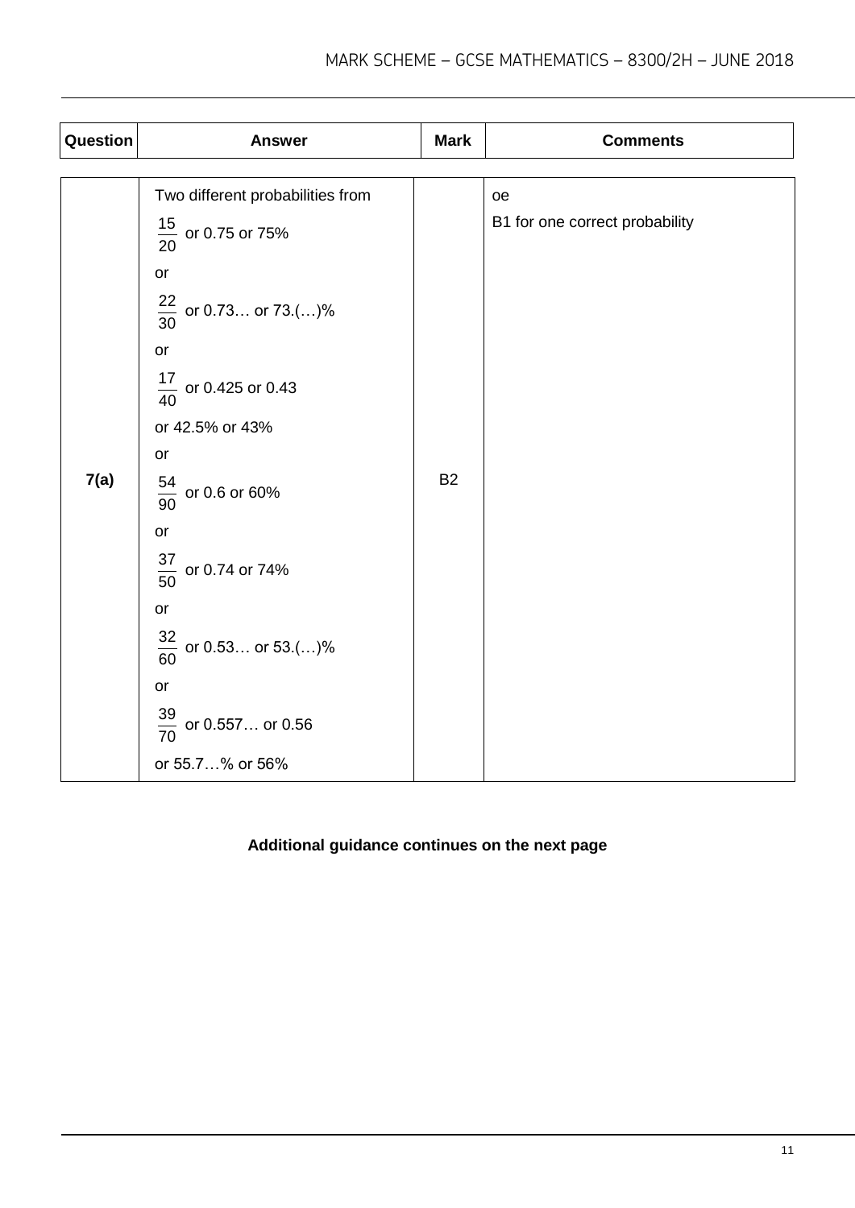| Question | Answer | Mark | Comments |
|---|---|---|---|
| 7(a) | Two different probabilities from<br>$\frac{15}{20}$ or 0.75 or 75%<br>or<br>$\frac{22}{30}$ or 0.73… or 73.(…)%<br>or<br>$\frac{17}{40}$ or 0.425 or 0.43<br>or 42.5% or 43%<br>or<br>$\frac{54}{90}$ or 0.6 or 60%<br>or<br>$\frac{37}{50}$ or 0.74 or 74%<br>or<br>$\frac{32}{60}$ or 0.53… or 53.(…)%<br>or<br>$\frac{39}{70}$ or 0.557… or 0.56<br>or 55.7…% or 56% | B2 | oe<br>B1 for one correct probability |

**Additional guidance continues on the next page**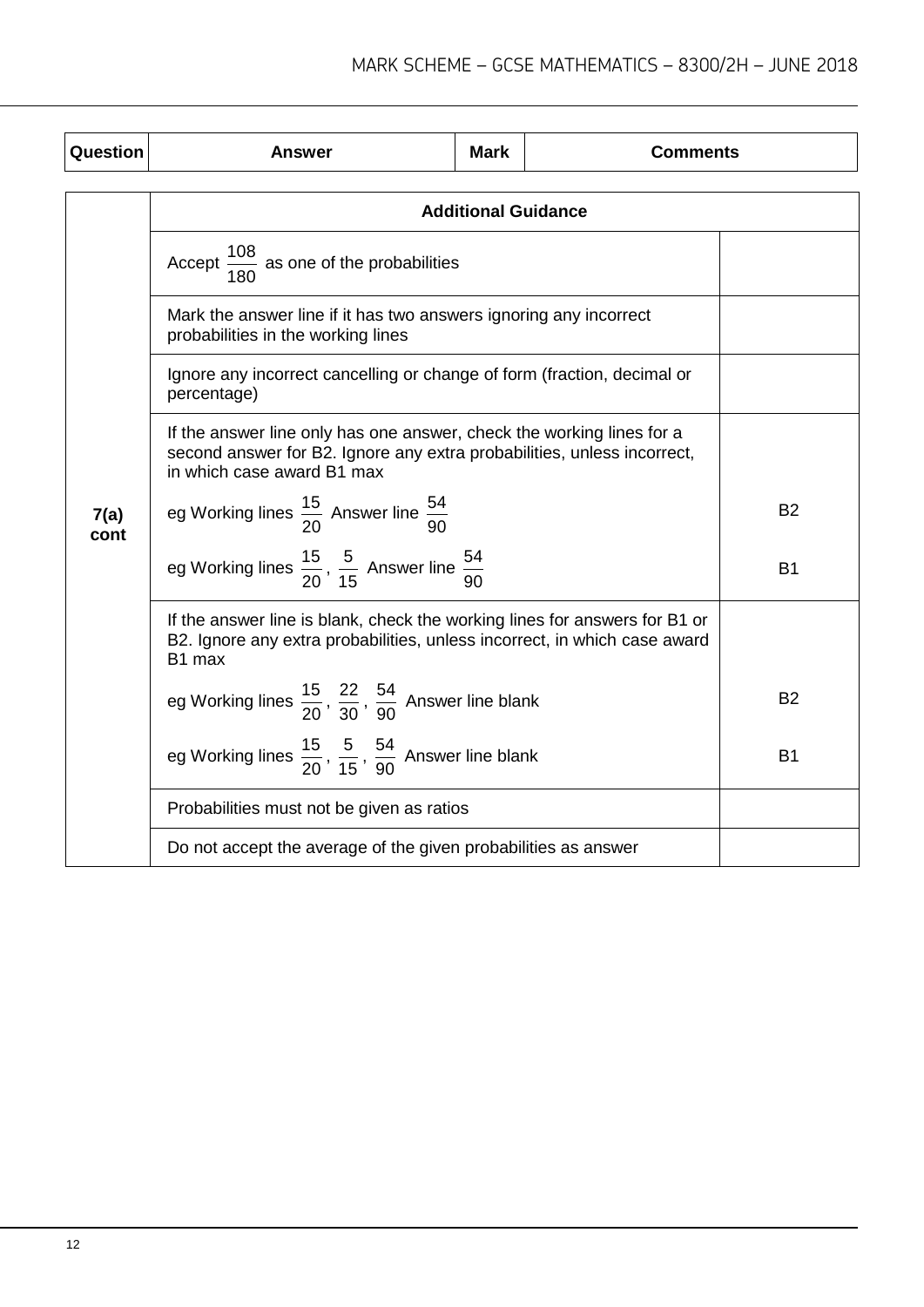| Question | Answer | Mark | Comments |
|---|---|---|---|

| Question | Additional Guidance | |
|---|---|---|
| 7(a) cont | Accept $\frac{108}{180}$ as one of the probabilities | |
| | Mark the answer line if it has two answers ignoring any incorrect probabilities in the working lines | |
| | Ignore any incorrect cancelling or change of form (fraction, decimal or percentage) | |
| | If the answer line only has one answer, check the working lines for a second answer for B2. Ignore any extra probabilities, unless incorrect, in which case award B1 max | |
| | eg Working lines $\frac{15}{20}$ Answer line $\frac{54}{90}$ | B2 |
| | eg Working lines $\frac{15}{20}$, $\frac{5}{15}$ Answer line $\frac{54}{90}$ | B1 |
| | If the answer line is blank, check the working lines for answers for B1 or B2. Ignore any extra probabilities, unless incorrect, in which case award B1 max | |
| | eg Working lines $\frac{15}{20}$, $\frac{22}{30}$, $\frac{54}{90}$ Answer line blank | B2 |
| | eg Working lines $\frac{15}{20}$, $\frac{5}{15}$, $\frac{54}{90}$ Answer line blank | B1 |
| | Probabilities must not be given as ratios | |
| | Do not accept the average of the given probabilities as answer | |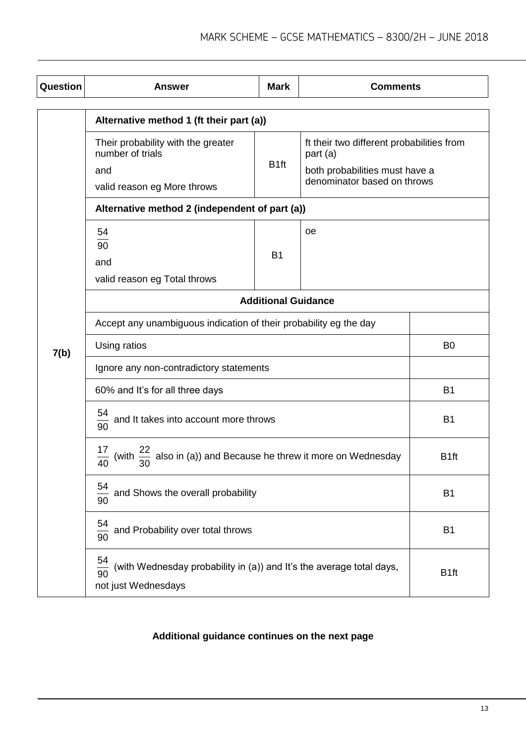| Question | Answer | Mark | Comments |
|---|---|---|---|
| 7(b) | **Alternative method 1 (ft their part (a))** | | |
| | Their probability with the greater number of trials<br>and<br>valid reason eg More throws | B1ft | ft their two different probabilities from part (a)<br>both probabilities must have a denominator based on throws |
| | **Alternative method 2 (independent of part (a))** | | |
| | $\frac{54}{90}$<br>and<br>valid reason eg Total throws | B1 | oe |
| | **Additional Guidance** | | |
| | Accept any unambiguous indication of their probability eg the day | | |
| | Using ratios | | B0 |
| | Ignore any non-contradictory statements | | |
| | 60% and It's for all three days | | B1 |
| | $\frac{54}{90}$ and It takes into account more throws | | B1 |
| | $\frac{17}{40}$ (with $\frac{22}{30}$ also in (a)) and Because he threw it more on Wednesday | | B1ft |
| | $\frac{54}{90}$ and Shows the overall probability | | B1 |
| | $\frac{54}{90}$ and Probability over total throws | | B1 |
| | $\frac{54}{90}$ (with Wednesday probability in (a)) and It's the average total days, not just Wednesdays | | B1ft |

**Additional guidance continues on the next page**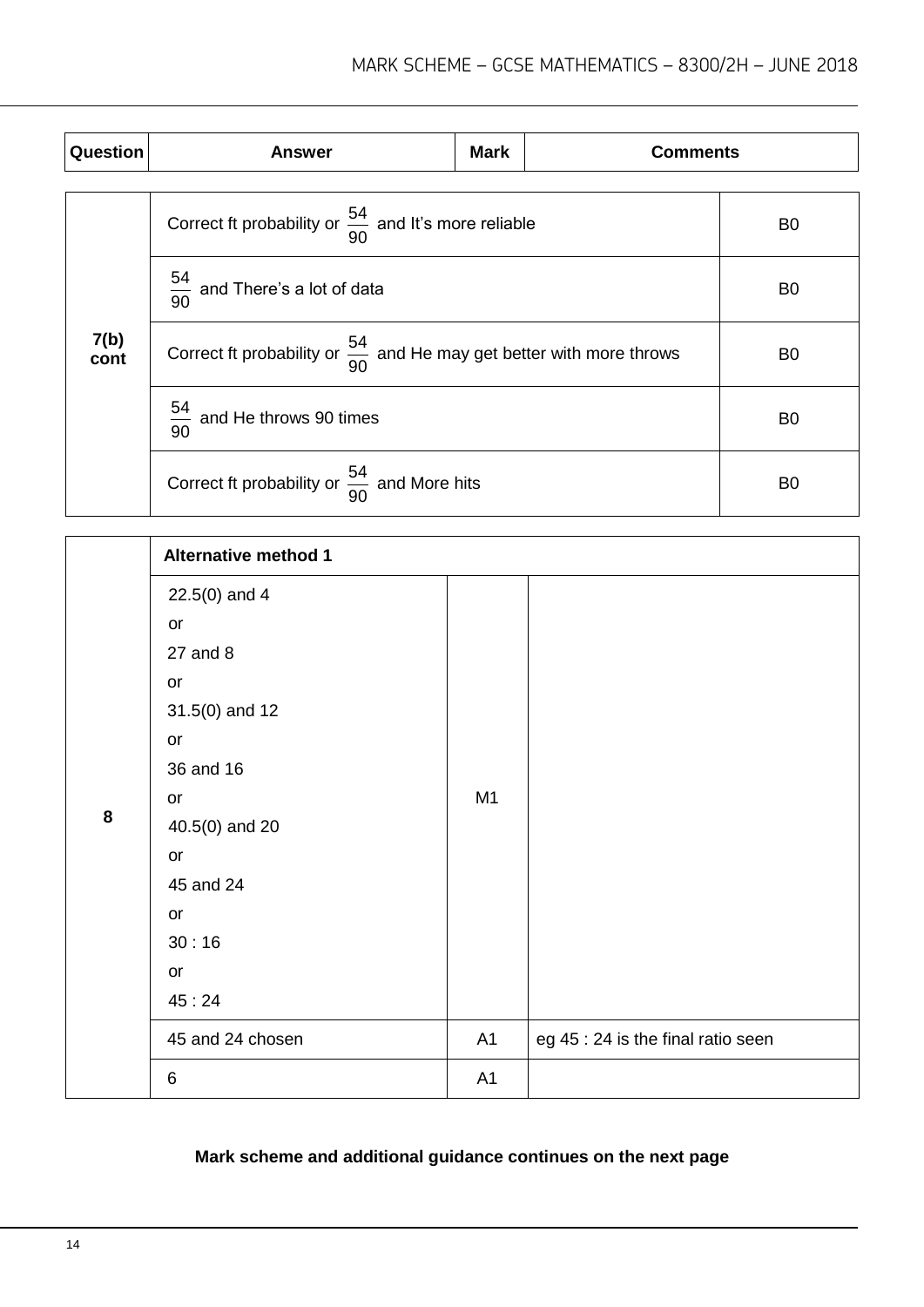| Question | Answer | Mark | Comments |
|---|---|---|---|
| 7(b) cont | Correct ft probability or $\frac{54}{90}$ and It's more reliable | | B0 |
| | $\frac{54}{90}$ and There's a lot of data | | B0 |
| | Correct ft probability or $\frac{54}{90}$ and He may get better with more throws | | B0 |
| | $\frac{54}{90}$ and He throws 90 times | | B0 |
| | Correct ft probability or $\frac{54}{90}$ and More hits | | B0 |

| Question | Answer | Mark | Comments |
|---|---|---|---|
| 8 | **Alternative method 1** | | |
| | 22.5(0) and 4<br>or<br>27 and 8<br>or<br>31.5(0) and 12<br>or<br>36 and 16<br>or<br>40.5(0) and 20<br>or<br>45 and 24<br>or<br>30 : 16<br>or<br>45 : 24 | M1 | |
| | 45 and 24 chosen | A1 | eg 45 : 24 is the final ratio seen |
| | 6 | A1 | |

**Mark scheme and additional guidance continues on the next page**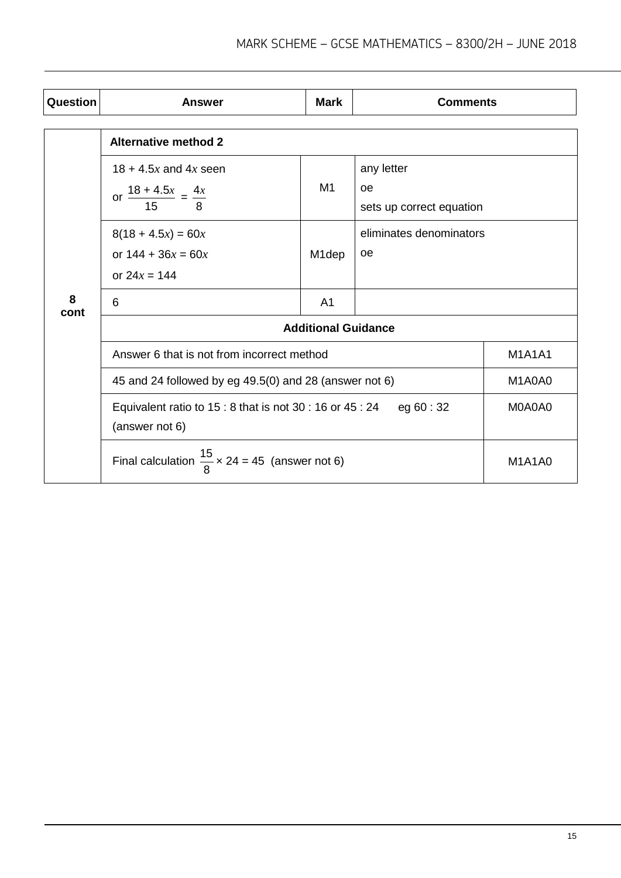| Question | Answer | Mark | Comments |
|---|---|---|---|
| 8 cont | **Alternative method 2** | | |
| | $18 + 4.5x$ and $4x$ seen<br>or $\frac{18 + 4.5x}{15} = \frac{4x}{8}$ | M1 | any letter<br>oe<br>sets up correct equation |
| | $8(18 + 4.5x) = 60x$<br>or $144 + 36x = 60x$<br>or $24x = 144$ | M1dep | eliminates denominators<br>oe |
| | 6 | A1 | |
| | **Additional Guidance** | | |
| | Answer 6 that is not from incorrect method | | M1A1A1 |
| | 45 and 24 followed by eg 49.5(0) and 28 (answer not 6) | | M1A0A0 |
| | Equivalent ratio to 15 : 8 that is not 30 : 16 or 45 : 24 eg 60 : 32 (answer not 6) | | M0A0A0 |
| | Final calculation $\frac{15}{8} \times 24 = 45$ (answer not 6) | | M1A1A0 |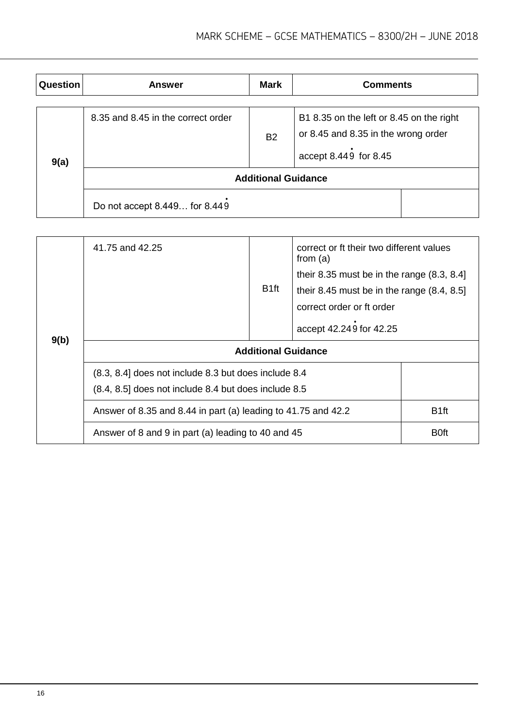| Question | Answer | Mark | Comments |
|---|---|---|---|
| 9(a) | 8.35 and 8.45 in the correct order | B2 | B1 8.35 on the left or 8.45 on the right or 8.45 and 8.35 in the wrong order<br>accept $8.44\dot{9}$ for 8.45 |
| | **Additional Guidance** | | |
| | Do not accept 8.449… for $8.44\dot{9}$ | | |

| Question | Answer | Mark | Comments |
|---|---|---|---|
| 9(b) | 41.75 and 42.25 | B1ft | correct or ft their two different values from (a)<br>their 8.35 must be in the range (8.3, 8.4]<br>their 8.45 must be in the range (8.4, 8.5]<br>correct order or ft order<br>accept $42.24\dot{9}$ for 42.25 |
| | **Additional Guidance** | | |
| | (8.3, 8.4] does not include 8.3 but does include 8.4<br>(8.4, 8.5] does not include 8.4 but does include 8.5 | | |
| | Answer of 8.35 and 8.44 in part (a) leading to 41.75 and 42.2 | | B1ft |
| | Answer of 8 and 9 in part (a) leading to 40 and 45 | | B0ft |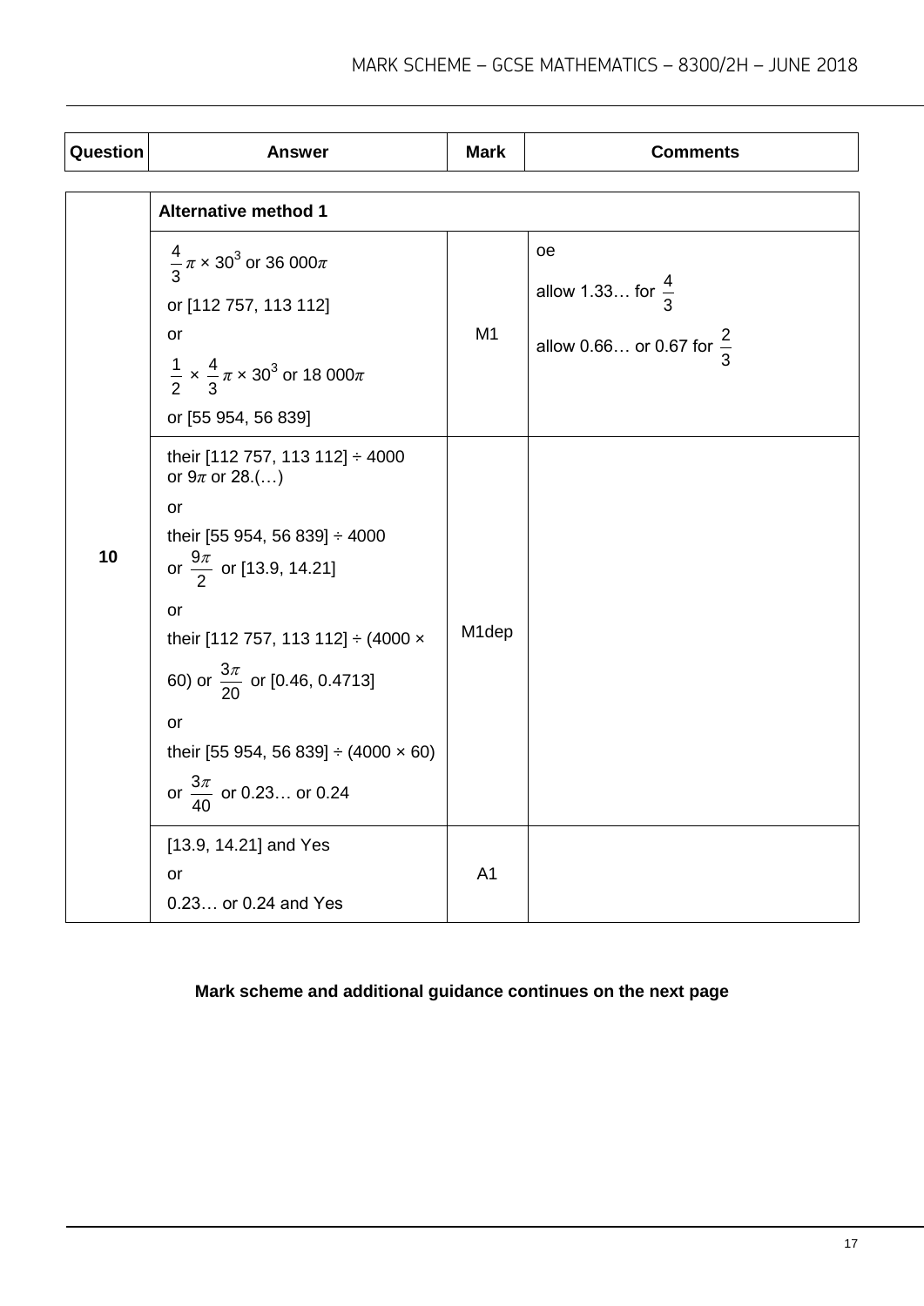| Question | Answer | Mark | Comments |
|---|---|---|---|
| 10 | **Alternative method 1** | | |
| | $\frac{4}{3}\pi \times 30^3$ or $36\ 000\pi$<br>or [112 757, 113 112]<br>or<br>$\frac{1}{2} \times \frac{4}{3}\pi \times 30^3$ or $18\ 000\pi$<br>or [55 954, 56 839] | M1 | oe<br>allow 1.33… for $\frac{4}{3}$<br>allow 0.66… or 0.67 for $\frac{2}{3}$ |
| | their [112 757, 113 112] ÷ 4000 or $9\pi$ or 28.(…)<br>or<br>their [55 954, 56 839] ÷ 4000 or $\frac{9\pi}{2}$ or [13.9, 14.21]<br>or<br>their [112 757, 113 112] ÷ (4000 × 60) or $\frac{3\pi}{20}$ or [0.46, 0.4713]<br>or<br>their [55 954, 56 839] ÷ (4000 × 60) or $\frac{3\pi}{40}$ or 0.23… or 0.24 | M1dep | |
| | [13.9, 14.21] and Yes<br>or<br>0.23… or 0.24 and Yes | A1 | |

**Mark scheme and additional guidance continues on the next page**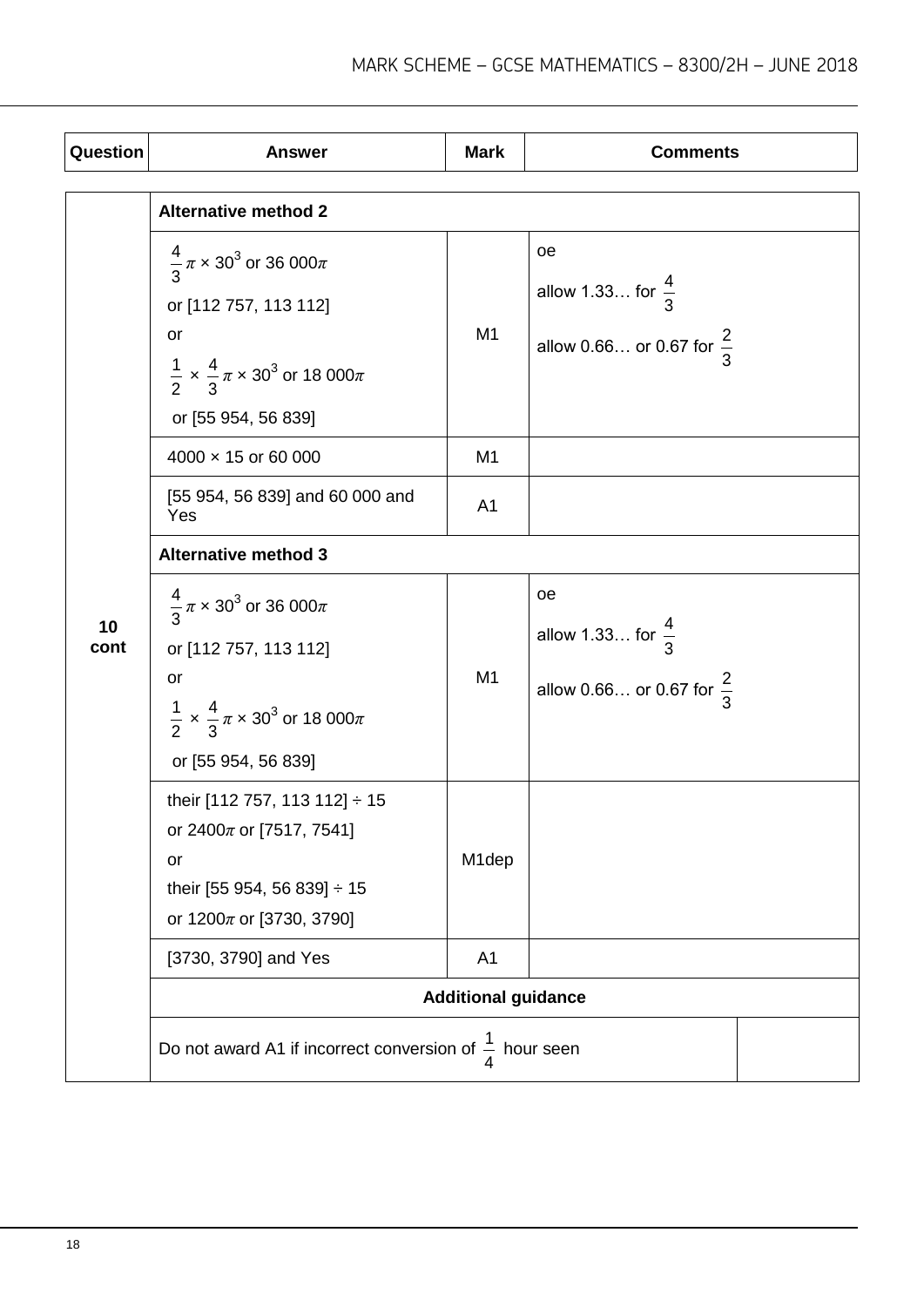| Question | Answer | Mark | Comments |
| --- | --- | --- | --- |
| 10 cont | **Alternative method 2** | | |
| | $\frac{4}{3}\pi \times 30^3$ or $36\,000\pi$<br>or [112 757, 113 112]<br>or<br>$\frac{1}{2} \times \frac{4}{3}\pi \times 30^3$ or $18\,000\pi$<br>or [55 954, 56 839] | M1 | oe<br>allow 1.33… for $\frac{4}{3}$<br>allow 0.66… or 0.67 for $\frac{2}{3}$ |
| | $4000 \times 15$ or 60 000 | M1 | |
| | [55 954, 56 839] and 60 000 and Yes | A1 | |
| | **Alternative method 3** | | |
| | $\frac{4}{3}\pi \times 30^3$ or $36\,000\pi$<br>or [112 757, 113 112]<br>or<br>$\frac{1}{2} \times \frac{4}{3}\pi \times 30^3$ or $18\,000\pi$<br>or [55 954, 56 839] | M1 | oe<br>allow 1.33… for $\frac{4}{3}$<br>allow 0.66… or 0.67 for $\frac{2}{3}$ |
| | their [112 757, 113 112] $\div$ 15<br>or $2400\pi$ or [7517, 7541]<br>or<br>their [55 954, 56 839] $\div$ 15<br>or $1200\pi$ or [3730, 3790] | M1dep | |
| | [3730, 3790] and Yes | A1 | |
| | **Additional guidance** | | |
| | Do not award A1 if incorrect conversion of $\frac{1}{4}$ hour seen | | |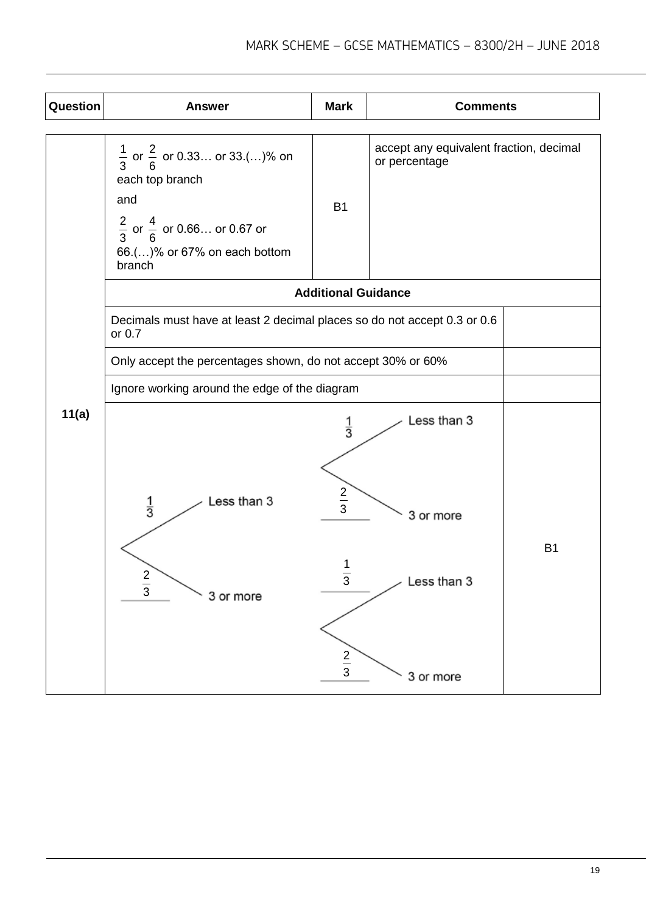| Question | Answer | Mark | Comments |
|---|---|---|---|
| 11(a) | $\frac{1}{3}$ or $\frac{2}{6}$ or 0.33… or 33.(…)% on each top branch<br>and<br>$\frac{2}{3}$ or $\frac{4}{6}$ or 0.66… or 0.67 or 66.(…)% or 67% on each bottom branch | B1 | accept any equivalent fraction, decimal or percentage |
| | **Additional Guidance** | | |
| | Decimals must have at least 2 decimal places so do not accept 0.3 or 0.6 or 0.7 | | |
| | Only accept the percentages shown, do not accept 30% or 60% | | |
| | Ignore working around the edge of the diagram | | |
| | Tree diagram: first branches $\frac{1}{3}$ Less than 3, $\frac{2}{3}$ 3 or more; from Less than 3: $\frac{1}{3}$ Less than 3, $\frac{2}{3}$ 3 or more; from 3 or more: $\frac{1}{3}$ Less than 3, $\frac{2}{3}$ 3 or more | | B1 |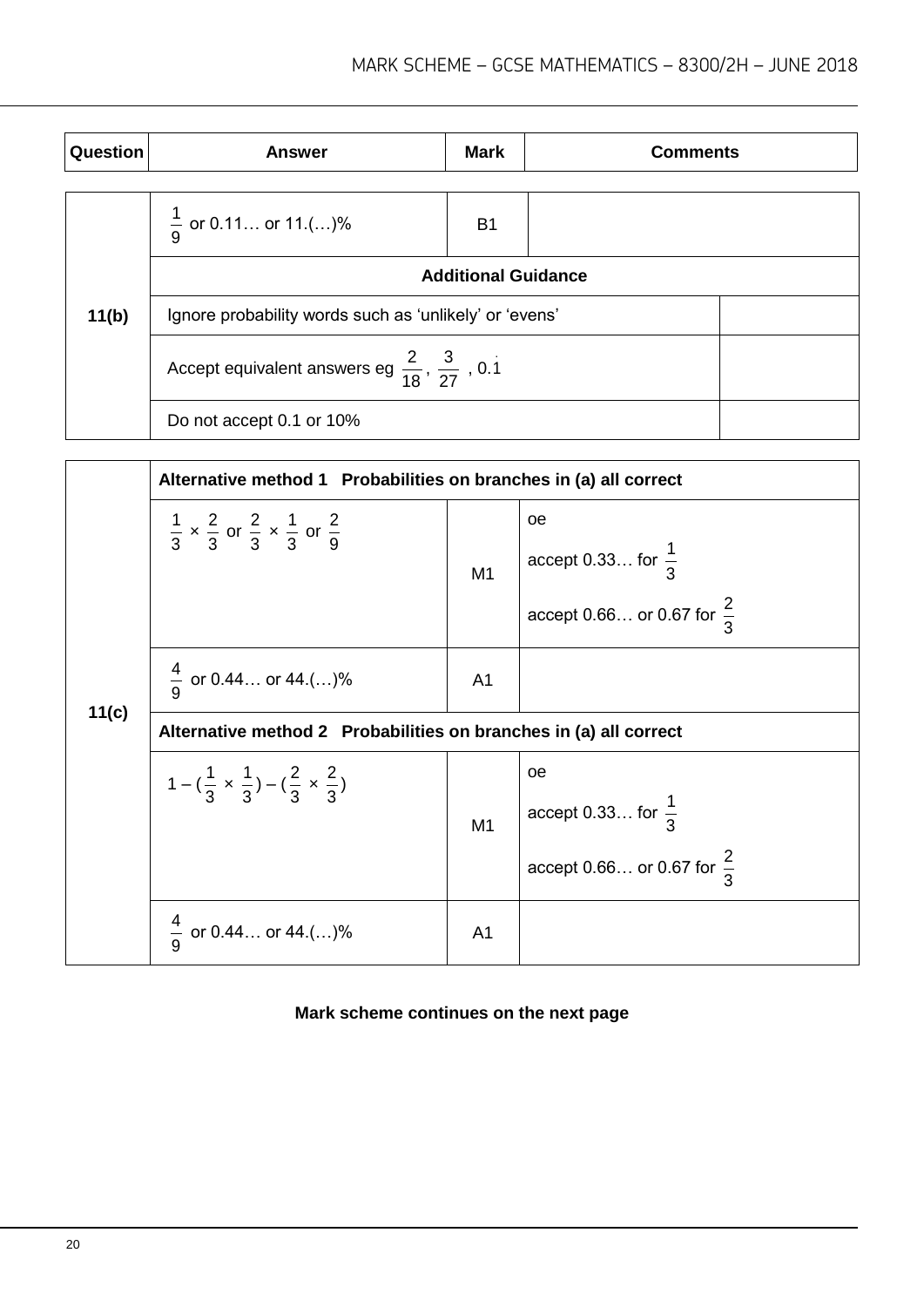| Question | Answer | Mark | Comments |
|---|---|---|---|
| 11(b) | $\frac{1}{9}$ or 0.11… or 11.(…)% | B1 | |
| | **Additional Guidance** | | |
| | Ignore probability words such as 'unlikely' or 'evens' | | |
| | Accept equivalent answers eg $\frac{2}{18}$, $\frac{3}{27}$, $0.\dot{1}$ | | |
| | Do not accept 0.1 or 10% | | |

| Question | Answer | Mark | Comments |
|---|---|---|---|
| 11(c) | **Alternative method 1 Probabilities on branches in (a) all correct** | | |
| | $\frac{1}{3} \times \frac{2}{3}$ or $\frac{2}{3} \times \frac{1}{3}$ or $\frac{2}{9}$ | M1 | oe<br>accept 0.33… for $\frac{1}{3}$<br>accept 0.66… or 0.67 for $\frac{2}{3}$ |
| | $\frac{4}{9}$ or 0.44… or 44.(…)% | A1 | |
| | **Alternative method 2 Probabilities on branches in (a) all correct** | | |
| | $1 - (\frac{1}{3} \times \frac{1}{3}) - (\frac{2}{3} \times \frac{2}{3})$ | M1 | oe<br>accept 0.33… for $\frac{1}{3}$<br>accept 0.66… or 0.67 for $\frac{2}{3}$ |
| | $\frac{4}{9}$ or 0.44… or 44.(…)% | A1 | |

**Mark scheme continues on the next page**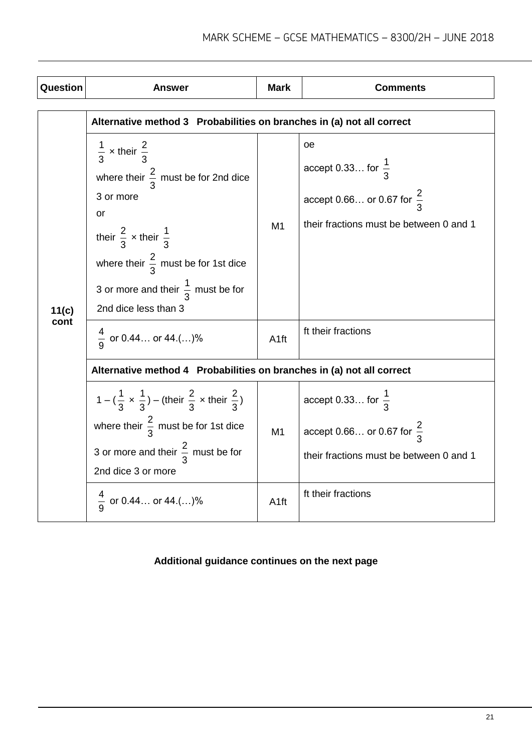| Question | Answer | Mark | Comments |
|---|---|---|---|
| 11(c) cont | **Alternative method 3 Probabilities on branches in (a) not all correct** | | |
| | $\frac{1}{3}$ × their $\frac{2}{3}$ where their $\frac{2}{3}$ must be for 2nd dice 3 or more or their $\frac{2}{3}$ × their $\frac{1}{3}$ where their $\frac{2}{3}$ must be for 1st dice 3 or more and their $\frac{1}{3}$ must be for 2nd dice less than 3 | M1 | oe accept 0.33… for $\frac{1}{3}$ accept 0.66… or 0.67 for $\frac{2}{3}$ their fractions must be between 0 and 1 |
| | $\frac{4}{9}$ or 0.44… or 44.(…)% | A1ft | ft their fractions |
| | **Alternative method 4 Probabilities on branches in (a) not all correct** | | |
| | $1 - (\frac{1}{3} \times \frac{1}{3})$ – (their $\frac{2}{3}$ × their $\frac{2}{3}$) where their $\frac{2}{3}$ must be for 1st dice 3 or more and their $\frac{2}{3}$ must be for 2nd dice 3 or more | M1 | accept 0.33… for $\frac{1}{3}$ accept 0.66… or 0.67 for $\frac{2}{3}$ their fractions must be between 0 and 1 |
| | $\frac{4}{9}$ or 0.44… or 44.(…)% | A1ft | ft their fractions |

**Additional guidance continues on the next page**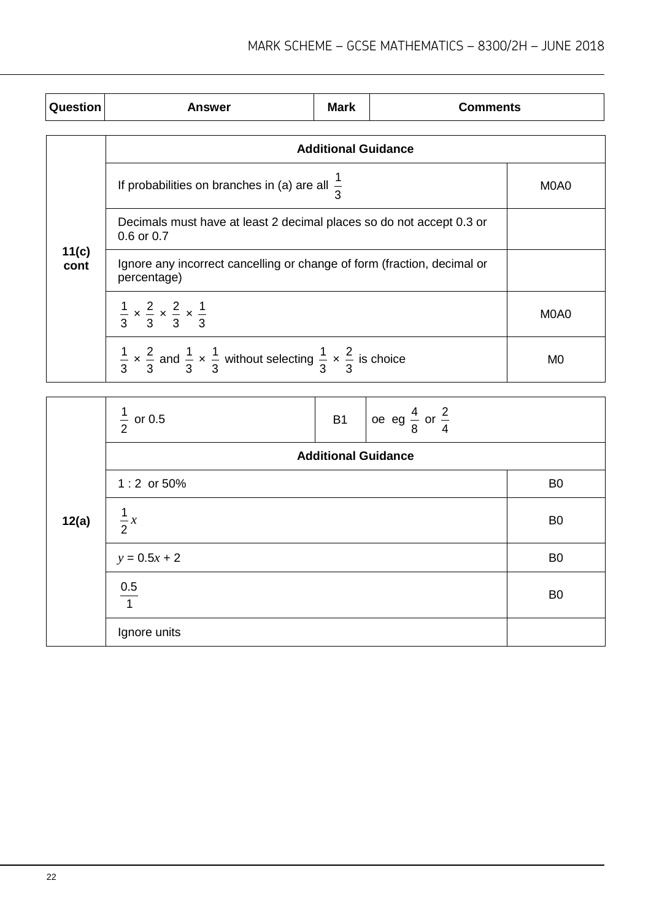| Question | Answer | Mark | Comments |
|---|---|---|---|

| Question | Additional Guidance | |
|---|---|---|
| **11(c) cont** | If probabilities on branches in (a) are all $\frac{1}{3}$ | M0A0 |
| | Decimals must have at least 2 decimal places so do not accept 0.3 or 0.6 or 0.7 | |
| | Ignore any incorrect cancelling or change of form (fraction, decimal or percentage) | |
| | $\frac{1}{3} \times \frac{2}{3} \times \frac{2}{3} \times \frac{1}{3}$ | M0A0 |
| | $\frac{1}{3} \times \frac{2}{3}$ and $\frac{1}{3} \times \frac{1}{3}$ without selecting $\frac{1}{3} \times \frac{2}{3}$ is choice | M0 |

| Question | Answer | Mark | Comments |
|---|---|---|---|
| **12(a)** | $\frac{1}{2}$ or 0.5 | B1 | oe eg $\frac{4}{8}$ or $\frac{2}{4}$ |
| | **Additional Guidance** | | |
| | 1 : 2 or 50% | | B0 |
| | $\frac{1}{2}x$ | | B0 |
| | $y = 0.5x + 2$ | | B0 |
| | $\frac{0.5}{1}$ | | B0 |
| | Ignore units | | |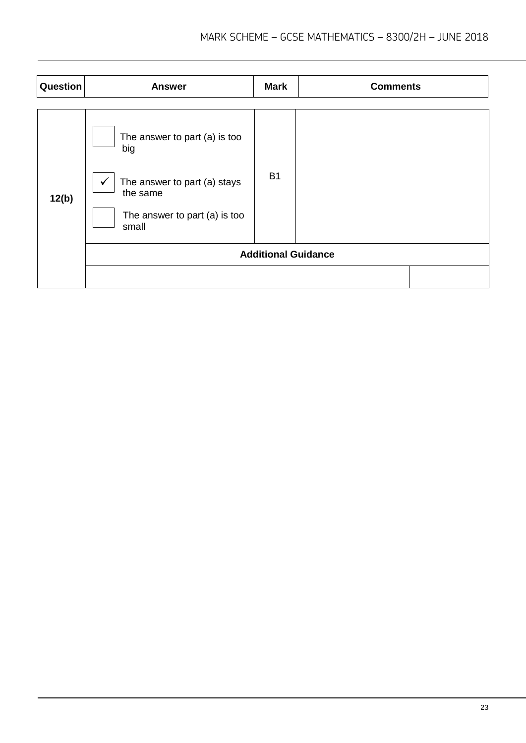| Question | Answer | Mark | Comments |
|---|---|---|---|
| 12(b) | ☐ The answer to part (a) is too big<br><br>✓ The answer to part (a) stays the same<br><br>☐ The answer to part (a) is too small | B1 | |
| | **Additional Guidance** | | |
| | | | |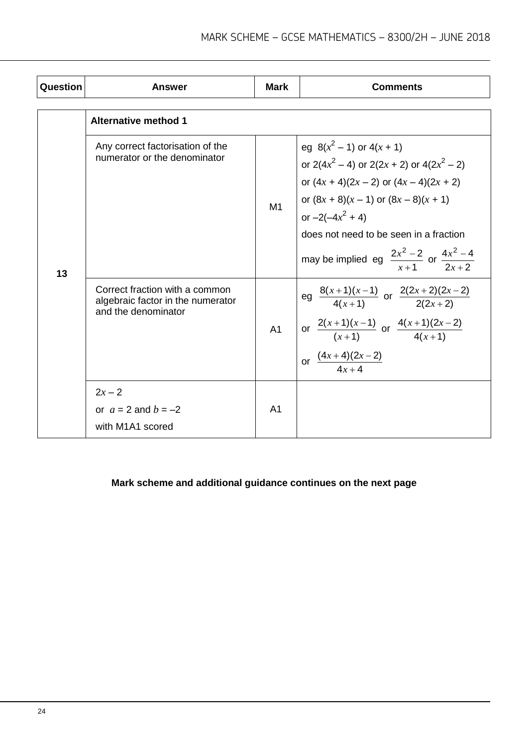| Question | Answer | Mark | Comments |
|---|---|---|---|
| 13 | **Alternative method 1** | | |
| | Any correct factorisation of the numerator or the denominator | M1 | eg $8(x^2 - 1)$ or $4(x + 1)$<br>or $2(4x^2 - 4)$ or $2(2x + 2)$ or $4(2x^2 - 2)$<br>or $(4x + 4)(2x - 2)$ or $(4x - 4)(2x + 2)$<br>or $(8x + 8)(x - 1)$ or $(8x - 8)(x + 1)$<br>or $-2(-4x^2 + 4)$<br>does not need to be seen in a fraction<br>may be implied eg $\frac{2x^2 - 2}{x + 1}$ or $\frac{4x^2 - 4}{2x + 2}$ |
| | Correct fraction with a common algebraic factor in the numerator and the denominator | A1 | eg $\frac{8(x+1)(x-1)}{4(x+1)}$ or $\frac{2(2x+2)(2x-2)}{2(2x+2)}$<br>or $\frac{2(x+1)(x-1)}{(x+1)}$ or $\frac{4(x+1)(2x-2)}{4(x+1)}$<br>or $\frac{(4x+4)(2x-2)}{4x+4}$ |
| | $2x - 2$<br>or $a = 2$ and $b = -2$<br>with M1A1 scored | A1 | |

**Mark scheme and additional guidance continues on the next page**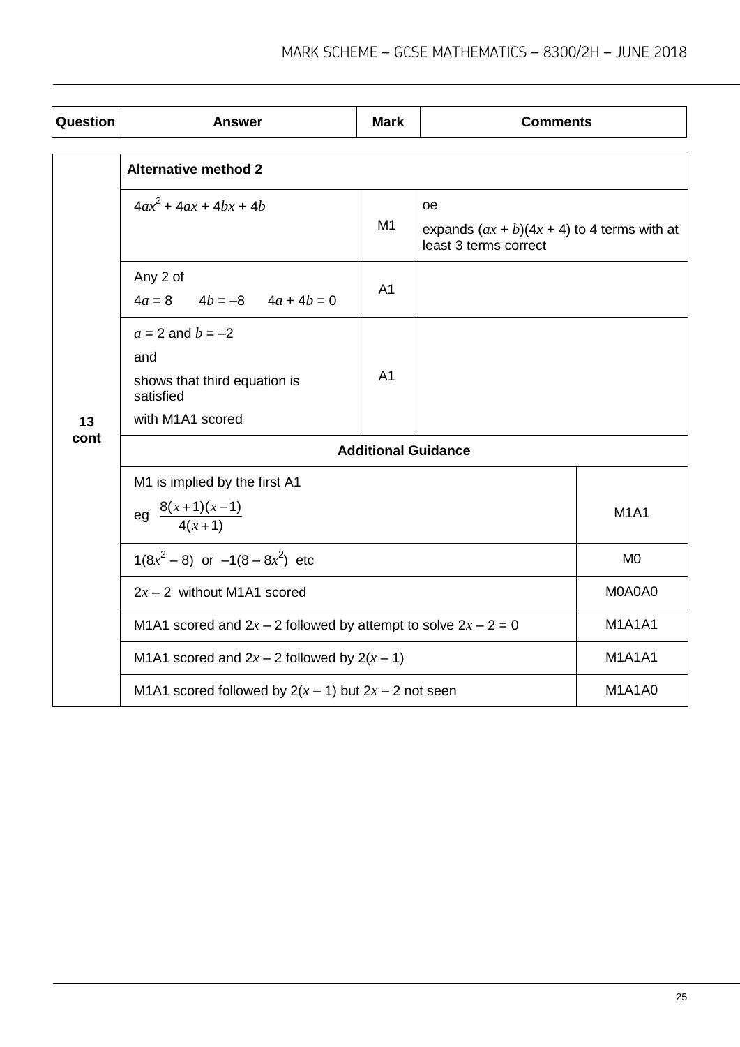| Question | Answer | Mark | Comments |
|---|---|---|---|
| 13 cont | **Alternative method 2** | | |
| | $4ax^2 + 4ax + 4bx + 4b$ | M1 | oe<br>expands $(ax + b)(4x + 4)$ to 4 terms with at least 3 terms correct |
| | Any 2 of<br>$4a = 8$ $4b = -8$ $4a + 4b = 0$ | A1 | |
| | $a = 2$ and $b = -2$<br>and<br>shows that third equation is satisfied<br>with M1A1 scored | A1 | |
| | **Additional Guidance** | | |
| | M1 is implied by the first A1<br>eg $\frac{8(x+1)(x-1)}{4(x+1)}$ | | M1A1 |
| | $1(8x^2 - 8)$ or $-1(8 - 8x^2)$ etc | | M0 |
| | $2x - 2$ without M1A1 scored | | M0A0A0 |
| | M1A1 scored and $2x - 2$ followed by attempt to solve $2x - 2 = 0$ | | M1A1A1 |
| | M1A1 scored and $2x - 2$ followed by $2(x - 1)$ | | M1A1A1 |
| | M1A1 scored followed by $2(x - 1)$ but $2x - 2$ not seen | | M1A1A0 |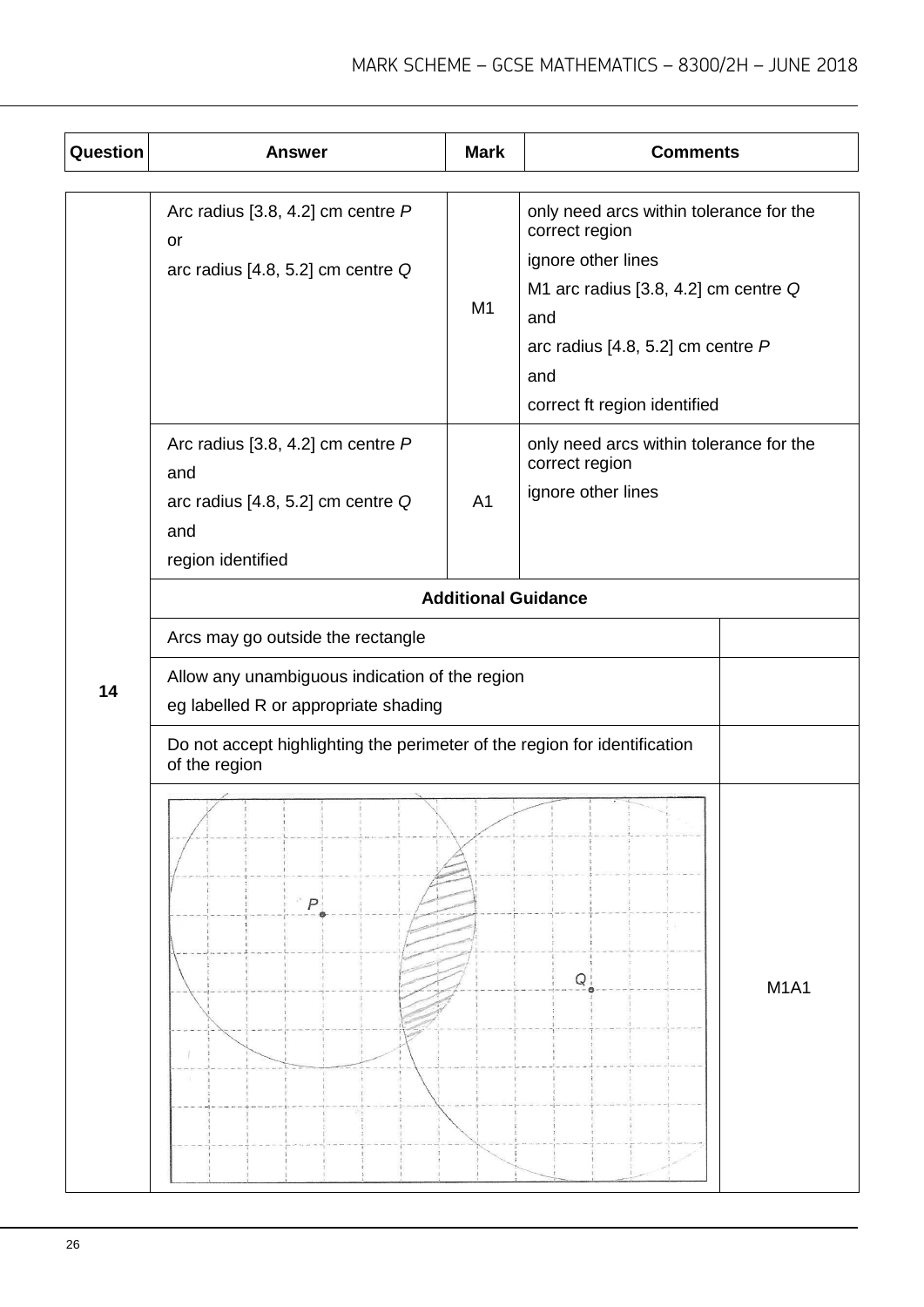| Question | Answer | Mark | Comments |
|---|---|---|---|
| 14 | Arc radius [3.8, 4.2] cm centre *P*<br>or<br>arc radius [4.8, 5.2] cm centre *Q* | M1 | only need arcs within tolerance for the correct region<br>ignore other lines<br>M1 arc radius [3.8, 4.2] cm centre *Q*<br>and<br>arc radius [4.8, 5.2] cm centre *P*<br>and<br>correct ft region identified |
| | Arc radius [3.8, 4.2] cm centre *P*<br>and<br>arc radius [4.8, 5.2] cm centre *Q*<br>and<br>region identified | A1 | only need arcs within tolerance for the correct region<br>ignore other lines |

**Additional Guidance**

| | |
|---|---|
| Arcs may go outside the rectangle | |
| Allow any unambiguous indication of the region<br>eg labelled R or appropriate shading | |
| Do not accept highlighting the perimeter of the region for identification of the region | |
| | M1A1 |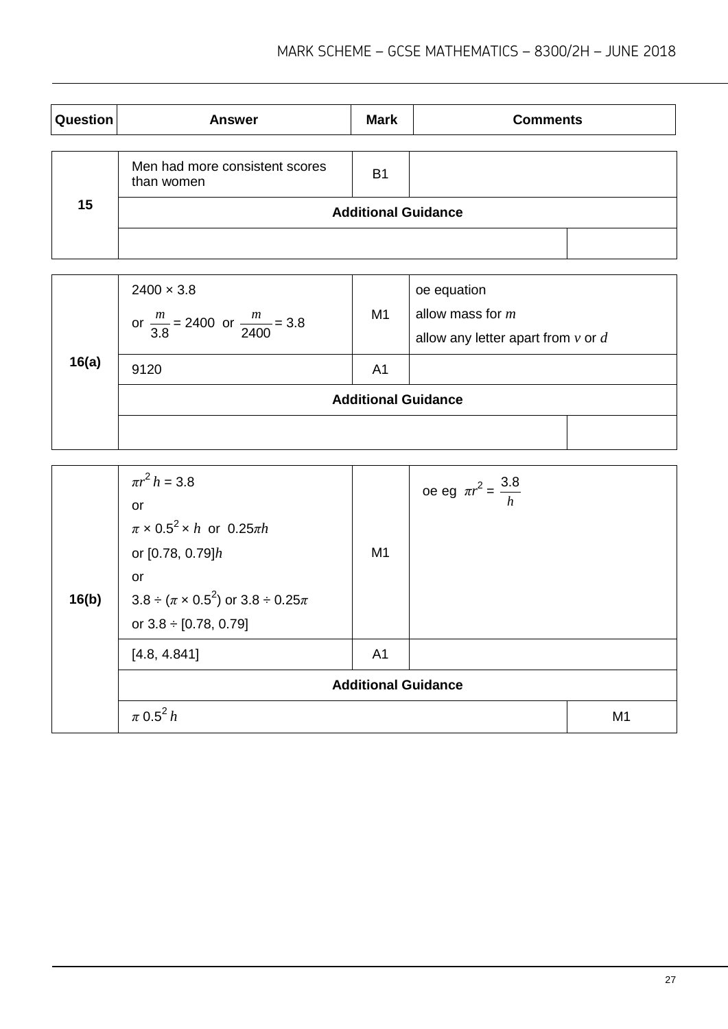| Question | Answer | Mark | Comments |
|---|---|---|---|
| 15 | Men had more consistent scores than women | B1 | |
| | **Additional Guidance** | | |
| | | | |

| Question | Answer | Mark | Comments |
|---|---|---|---|
| 16(a) | $2400 \times 3.8$<br>or $\frac{m}{3.8} = 2400$ or $\frac{m}{2400} = 3.8$ | M1 | oe equation<br>allow mass for $m$<br>allow any letter apart from $v$ or $d$ |
| | 9120 | A1 | |
| | **Additional Guidance** | | |
| | | | |

| Question | Answer | Mark | Comments |
|---|---|---|---|
| 16(b) | $\pi r^2 h = 3.8$<br>or<br>$\pi \times 0.5^2 \times h$ or $0.25\pi h$<br>or $[0.78, 0.79]h$<br>or<br>$3.8 \div (\pi \times 0.5^2)$ or $3.8 \div 0.25\pi$<br>or $3.8 \div [0.78, 0.79]$ | M1 | oe eg $\pi r^2 = \frac{3.8}{h}$ |
| | [4.8, 4.841] | A1 | |
| | **Additional Guidance** | | |
| | $\pi\ 0.5^2\ h$ | | M1 |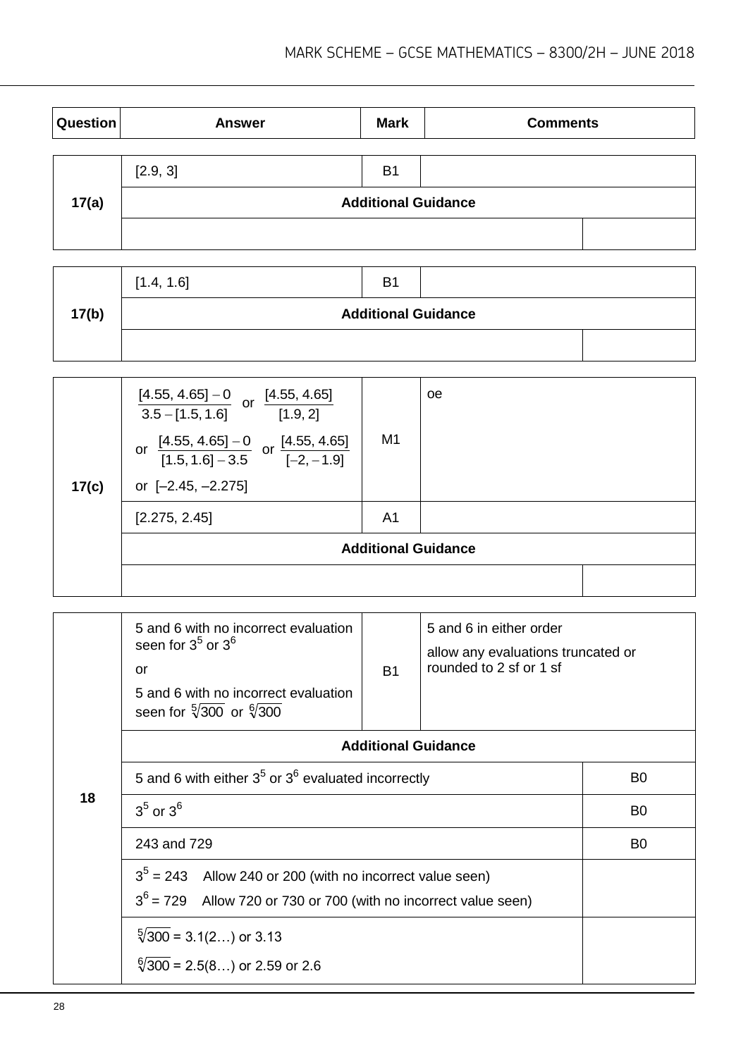| Question | Answer | Mark | Comments |
|---|---|---|---|
| 17(a) | [2.9, 3] | B1 | |
| | **Additional Guidance** | | |
| | | | |

| Question | Answer | Mark | Comments |
|---|---|---|---|
| 17(b) | [1.4, 1.6] | B1 | |
| | **Additional Guidance** | | |
| | | | |

| Question | Answer | Mark | Comments |
|---|---|---|---|
| 17(c) | $\frac{[4.55, 4.65] - 0}{3.5 - [1.5, 1.6]}$ or $\frac{[4.55, 4.65]}{[1.9, 2]}$ or $\frac{[4.55, 4.65] - 0}{[1.5, 1.6] - 3.5}$ or $\frac{[4.55, 4.65]}{[-2, -1.9]}$ or [–2.45, –2.275] | M1 | oe |
| | [2.275, 2.45] | A1 | |
| | **Additional Guidance** | | |
| | | | |

| Question | Answer | Mark | Comments |
|---|---|---|---|
| 18 | 5 and 6 with no incorrect evaluation seen for $3^5$ or $3^6$ or 5 and 6 with no incorrect evaluation seen for $\sqrt[5]{300}$ or $\sqrt[6]{300}$ | B1 | 5 and 6 in either order<br>allow any evaluations truncated or rounded to 2 sf or 1 sf |
| | **Additional Guidance** | | |
| | 5 and 6 with either $3^5$ or $3^6$ evaluated incorrectly | | B0 |
| | $3^5$ or $3^6$ | | B0 |
| | 243 and 729 | | B0 |
| | $3^5$ = 243 Allow 240 or 200 (with no incorrect value seen)<br>$3^6$ = 729 Allow 720 or 730 or 700 (with no incorrect value seen) | | |
| | $\sqrt[5]{300}$ = 3.1(2…) or 3.13<br>$\sqrt[6]{300}$ = 2.5(8…) or 2.59 or 2.6 | | |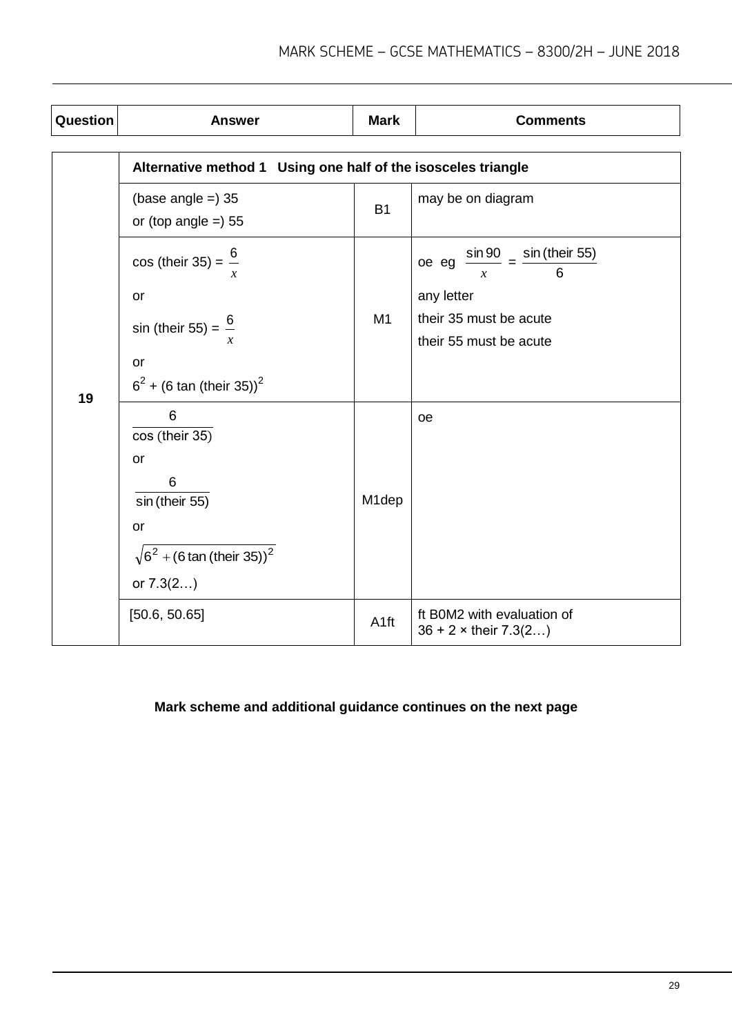| Question | Answer | Mark | Comments |
|---|---|---|---|
| 19 | **Alternative method 1 Using one half of the isosceles triangle** | | |
| | (base angle =) 35<br>or (top angle =) 55 | B1 | may be on diagram |
| | cos (their 35) = $\frac{6}{x}$<br>or<br>sin (their 55) = $\frac{6}{x}$<br>or<br>$6^2$ + (6 tan (their 35))$^2$ | M1 | oe eg $\frac{\sin 90}{x} = \frac{\sin (\text{their } 55)}{6}$<br>any letter<br>their 35 must be acute<br>their 55 must be acute |
| | $\frac{6}{\cos (\text{their } 35)}$<br>or<br>$\frac{6}{\sin (\text{their } 55)}$<br>or<br>$\sqrt{6^2 + (6 \tan (\text{their } 35))^2}$<br>or 7.3(2…) | M1dep | oe |
| | [50.6, 50.65] | A1ft | ft B0M2 with evaluation of 36 + 2 × their 7.3(2…) |

**Mark scheme and additional guidance continues on the next page**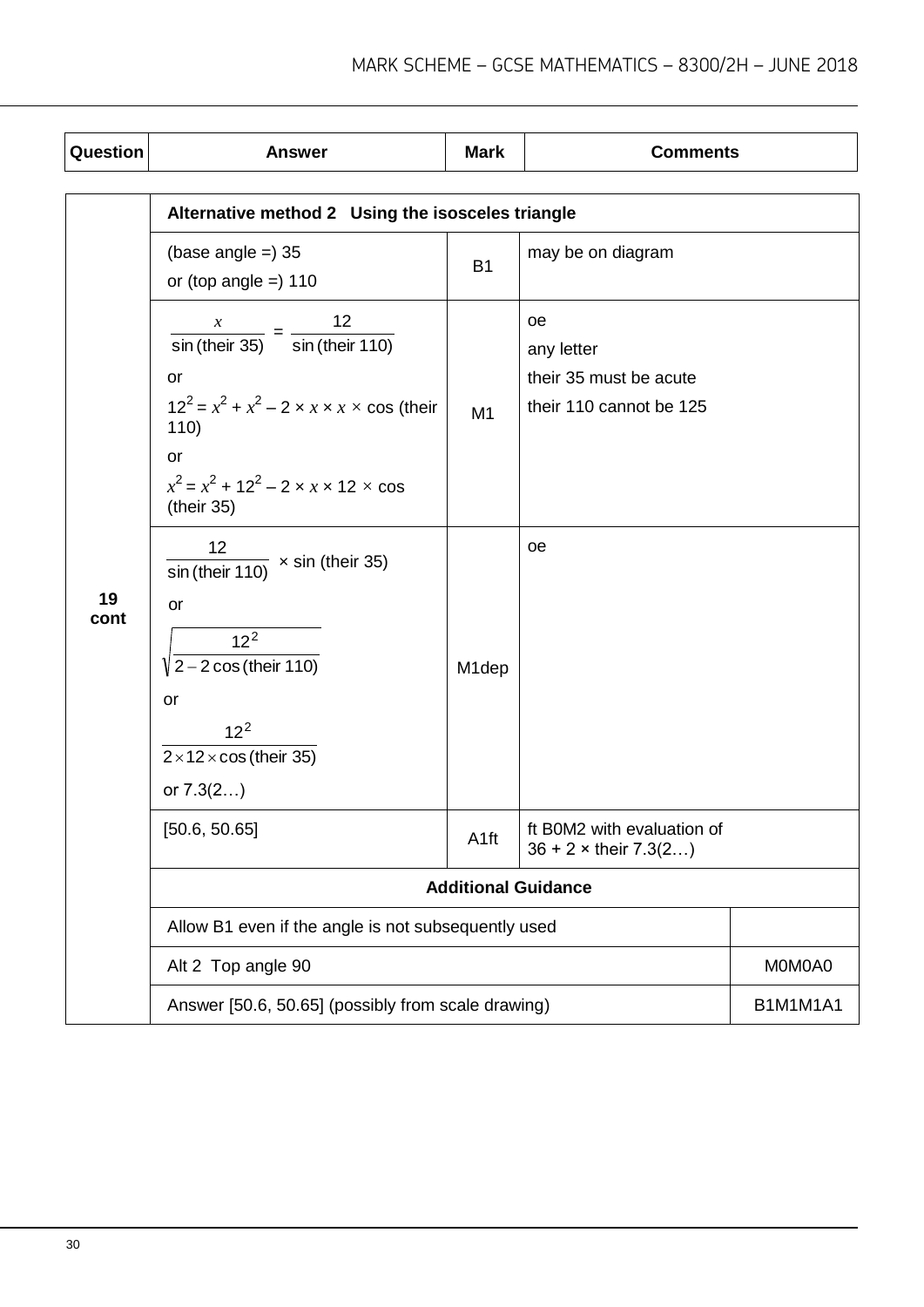| Question | Answer | Mark | Comments |
|---|---|---|---|
| 19 cont | **Alternative method 2 Using the isosceles triangle** | | |
| | (base angle =) 35<br>or (top angle =) 110 | B1 | may be on diagram |
| | $\frac{x}{\sin(\text{their } 35)} = \frac{12}{\sin(\text{their } 110)}$<br>or<br>$12^2 = x^2 + x^2 - 2 \times x \times x \times \cos(\text{their } 110)$<br>or<br>$x^2 = x^2 + 12^2 - 2 \times x \times 12 \times \cos(\text{their } 35)$ | M1 | oe<br>any letter<br>their 35 must be acute<br>their 110 cannot be 125 |
| | $\frac{12}{\sin(\text{their } 110)} \times \sin(\text{their } 35)$<br>or<br>$\sqrt{\frac{12^2}{2 - 2\cos(\text{their } 110)}}$<br>or<br>$\frac{12^2}{2 \times 12 \times \cos(\text{their } 35)}$<br>or 7.3(2…) | M1dep | oe |
| | [50.6, 50.65] | A1ft | ft B0M2 with evaluation of $36 + 2 \times$ their 7.3(2…) |
| | **Additional Guidance** | | |
| | Allow B1 even if the angle is not subsequently used | | |
| | Alt 2 Top angle 90 | | M0M0A0 |
| | Answer [50.6, 50.65] (possibly from scale drawing) | | B1M1M1A1 |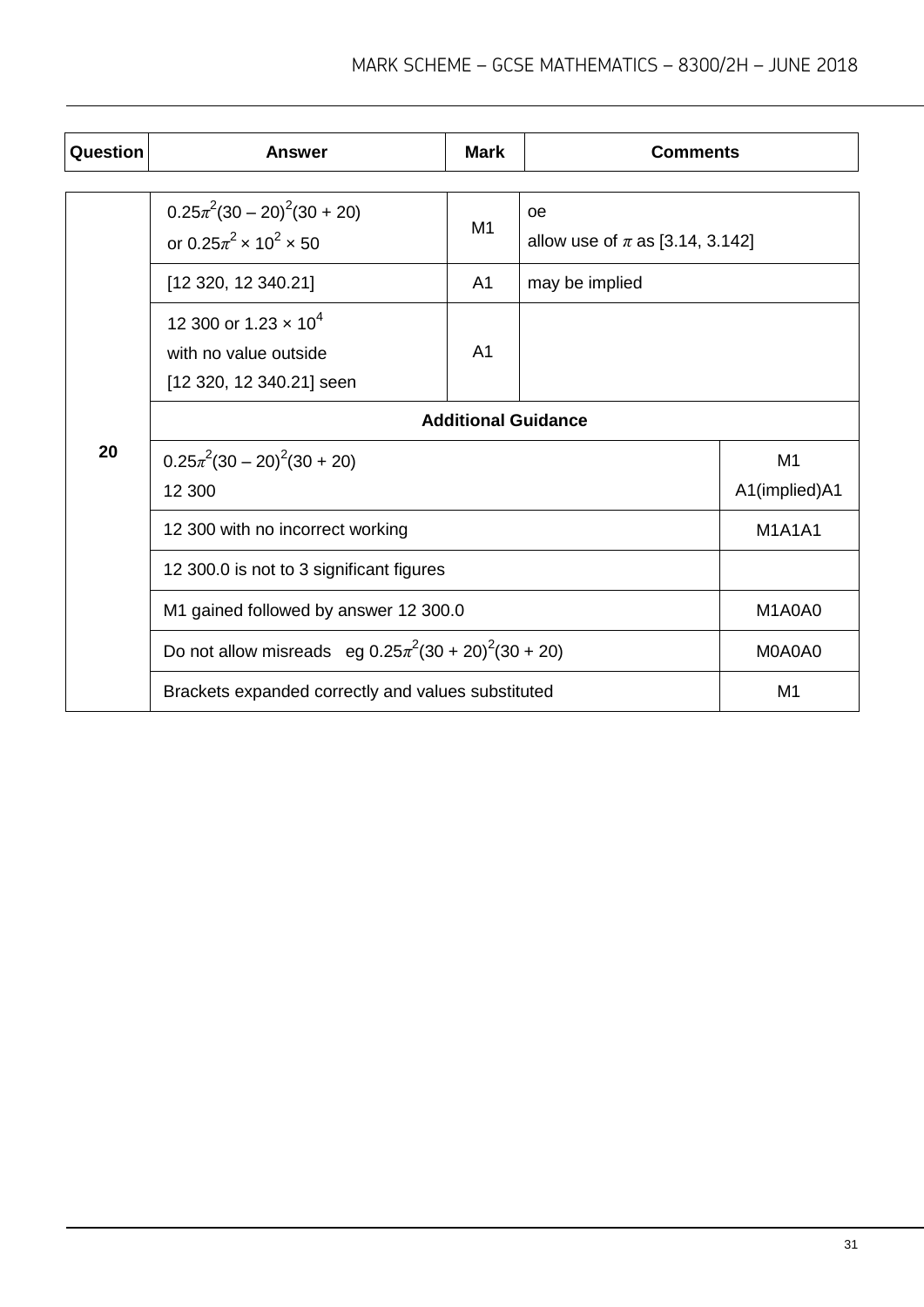| Question | Answer | Mark | Comments |
| --- | --- | --- | --- |
| 20 | $0.25\pi^2(30 - 20)^2(30 + 20)$ or $0.25\pi^2 \times 10^2 \times 50$ | M1 | oe<br>allow use of $\pi$ as [3.14, 3.142] |
| | [12 320, 12 340.21] | A1 | may be implied |
| | 12 300 or $1.23 \times 10^4$ with no value outside [12 320, 12 340.21] seen | A1 | |
| | **Additional Guidance** | | |
| | $0.25\pi^2(30 - 20)^2(30 + 20)$<br>12 300 | | M1<br>A1(implied)A1 |
| | 12 300 with no incorrect working | | M1A1A1 |
| | 12 300.0 is not to 3 significant figures | | |
| | M1 gained followed by answer 12 300.0 | | M1A0A0 |
| | Do not allow misreads eg $0.25\pi^2(30 + 20)^2(30 + 20)$ | | M0A0A0 |
| | Brackets expanded correctly and values substituted | | M1 |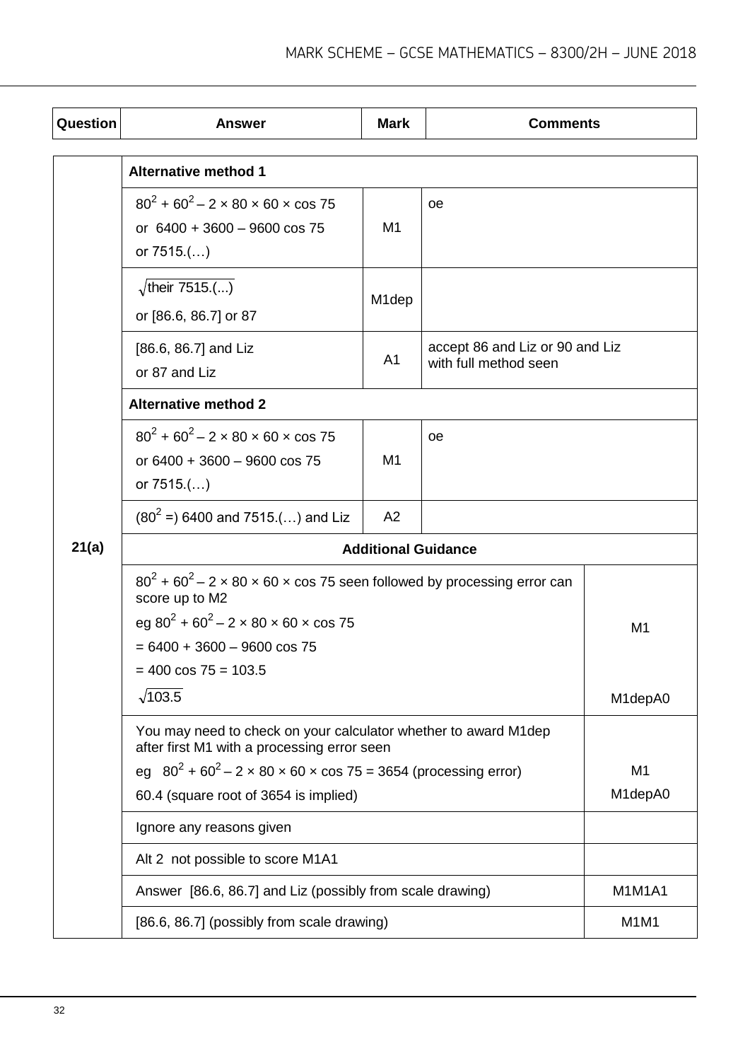| Question | Answer | Mark | Comments |
|---|---|---|---|
| 21(a) | **Alternative method 1** | | |
| | $80^2 + 60^2 - 2 \times 80 \times 60 \times \cos 75$ or $6400 + 3600 - 9600 \cos 75$ or 7515.(…) | M1 | oe |
| | $\sqrt{\text{their } 7515.(...)}$ or [86.6, 86.7] or 87 | M1dep | |
| | [86.6, 86.7] and Liz or 87 and Liz | A1 | accept 86 and Liz or 90 and Liz with full method seen |
| | **Alternative method 2** | | |
| | $80^2 + 60^2 - 2 \times 80 \times 60 \times \cos 75$ or $6400 + 3600 - 9600 \cos 75$ or 7515.(…) | M1 | oe |
| | ($80^2$ =) 6400 and 7515.(…) and Liz | A2 | |

**Additional Guidance**

| Guidance | Mark |
|---|---|
| $80^2 + 60^2 - 2 \times 80 \times 60 \times \cos 75$ seen followed by processing error can score up to M2<br>eg $80^2 + 60^2 - 2 \times 80 \times 60 \times \cos 75$<br>$= 6400 + 3600 - 9600 \cos 75$<br>$= 400 \cos 75 = 103.5$<br>$\sqrt{103.5}$ | M1<br><br>M1depA0 |
| You may need to check on your calculator whether to award M1dep after first M1 with a processing error seen<br>eg $80^2 + 60^2 - 2 \times 80 \times 60 \times \cos 75 = 3654$ (processing error)<br>60.4 (square root of 3654 is implied) | M1<br>M1depA0 |
| Ignore any reasons given | |
| Alt 2 not possible to score M1A1 | |
| Answer [86.6, 86.7] and Liz (possibly from scale drawing) | M1M1A1 |
| [86.6, 86.7] (possibly from scale drawing) | M1M1 |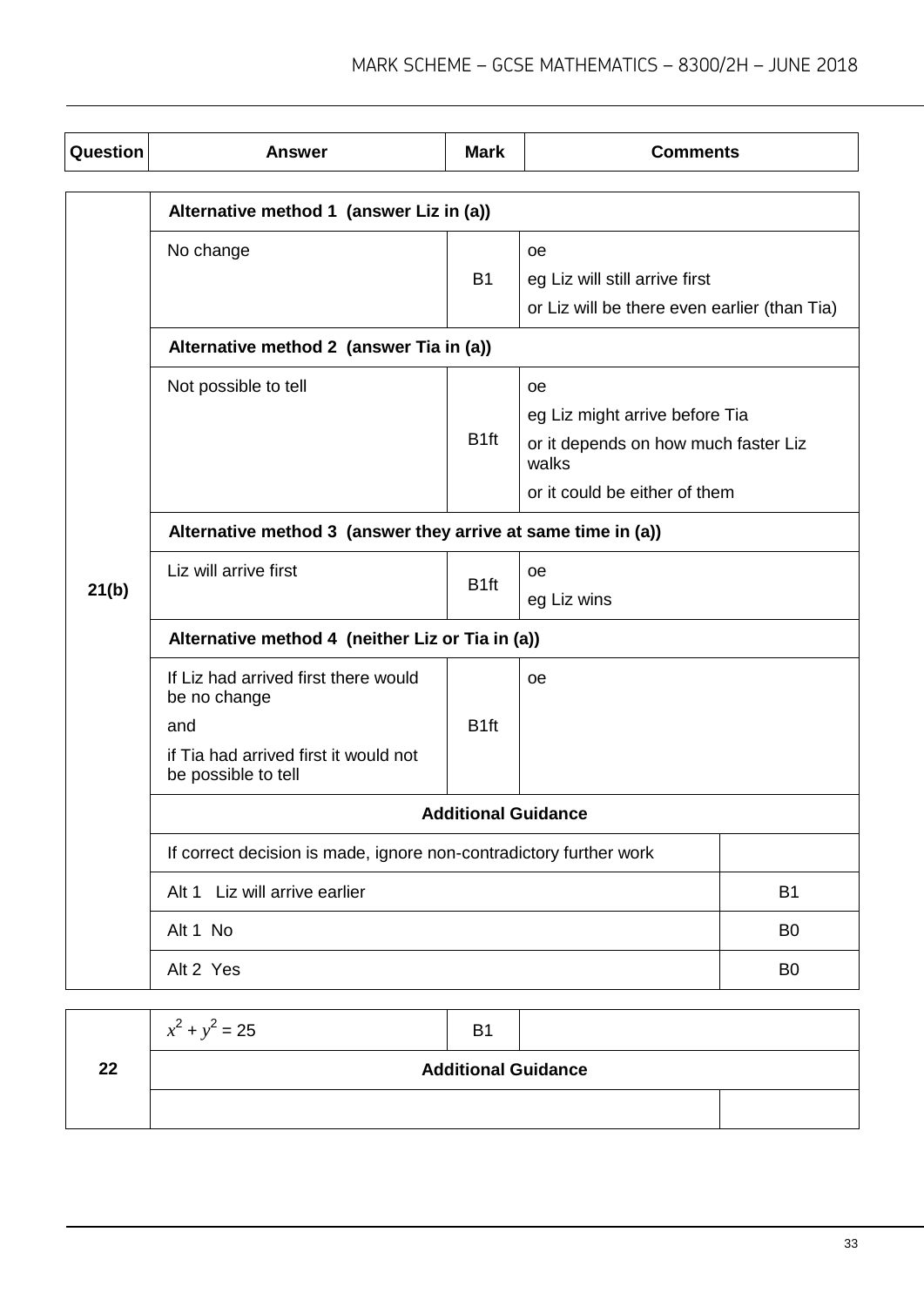| Question | Answer | Mark | Comments |
|---|---|---|---|
| 21(b) | **Alternative method 1 (answer Liz in (a))** | | |
| | No change | B1 | oe<br>eg Liz will still arrive first<br>or Liz will be there even earlier (than Tia) |
| | **Alternative method 2 (answer Tia in (a))** | | |
| | Not possible to tell | B1ft | oe<br>eg Liz might arrive before Tia<br>or it depends on how much faster Liz walks<br>or it could be either of them |
| | **Alternative method 3 (answer they arrive at same time in (a))** | | |
| | Liz will arrive first | B1ft | oe<br>eg Liz wins |
| | **Alternative method 4 (neither Liz or Tia in (a))** | | |
| | If Liz had arrived first there would be no change<br>and<br>if Tia had arrived first it would not be possible to tell | B1ft | oe |
| | **Additional Guidance** | | |
| | If correct decision is made, ignore non-contradictory further work | | |
| | Alt 1 Liz will arrive earlier | | B1 |
| | Alt 1 No | | B0 |
| | Alt 2 Yes | | B0 |

| Question | Answer | Mark | Comments |
|---|---|---|---|
| 22 | $x^2 + y^2 = 25$ | B1 | |
| | **Additional Guidance** | | |
| | | | |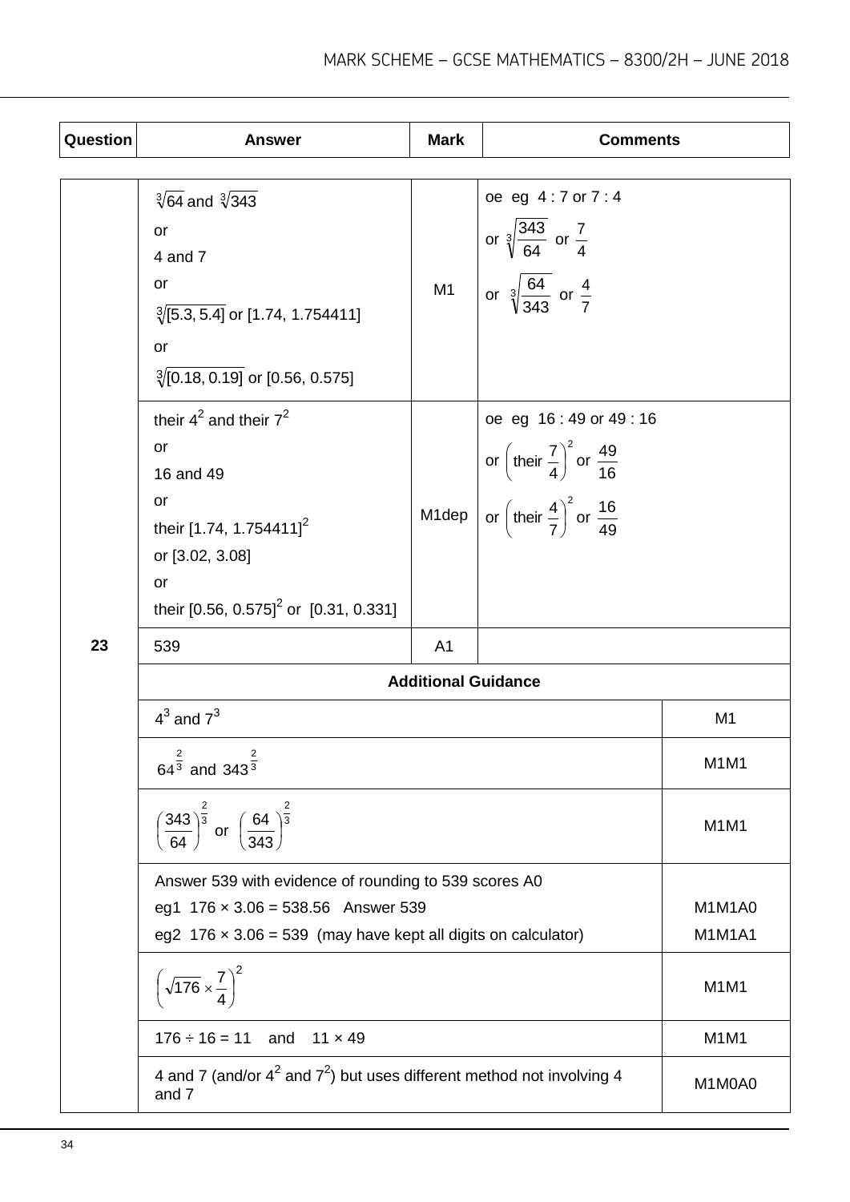| Question | Answer | Mark | Comments |
| --- | --- | --- | --- |
| 23 | $\sqrt[3]{64}$ and $\sqrt[3]{343}$ <br> or <br> 4 and 7 <br> or <br> $\sqrt[3]{[5.3, 5.4]}$ or [1.74, 1.754411] <br> or <br> $\sqrt[3]{[0.18, 0.19]}$ or [0.56, 0.575] | M1 | oe eg 4 : 7 or 7 : 4 <br> or $\sqrt[3]{\frac{343}{64}}$ or $\frac{7}{4}$ <br> or $\sqrt[3]{\frac{64}{343}}$ or $\frac{4}{7}$ |
| | their $4^2$ and their $7^2$ <br> or <br> 16 and 49 <br> or <br> their $[1.74, 1.754411]^2$ <br> or [3.02, 3.08] <br> or <br> their $[0.56, 0.575]^2$ or [0.31, 0.331] | M1dep | oe eg 16 : 49 or 49 : 16 <br> or $\left(\text{their } \frac{7}{4}\right)^2$ or $\frac{49}{16}$ <br> or $\left(\text{their } \frac{4}{7}\right)^2$ or $\frac{16}{49}$ |
| | 539 | A1 | |

**Additional Guidance**

| | |
| --- | --- |
| $4^3$ and $7^3$ | M1 |
| $64^{\frac{2}{3}}$ and $343^{\frac{2}{3}}$ | M1M1 |
| $\left(\frac{343}{64}\right)^{\frac{2}{3}}$ or $\left(\frac{64}{343}\right)^{\frac{2}{3}}$ | M1M1 |
| Answer 539 with evidence of rounding to 539 scores A0 <br> eg1 176 × 3.06 = 538.56 Answer 539 <br> eg2 176 × 3.06 = 539 (may have kept all digits on calculator) | <br> M1M1A0 <br> M1M1A1 |
| $\left(\sqrt{176} \times \frac{7}{4}\right)^2$ | M1M1 |
| 176 ÷ 16 = 11 and 11 × 49 | M1M1 |
| 4 and 7 (and/or $4^2$ and $7^2$) but uses different method not involving 4 and 7 | M1M0A0 |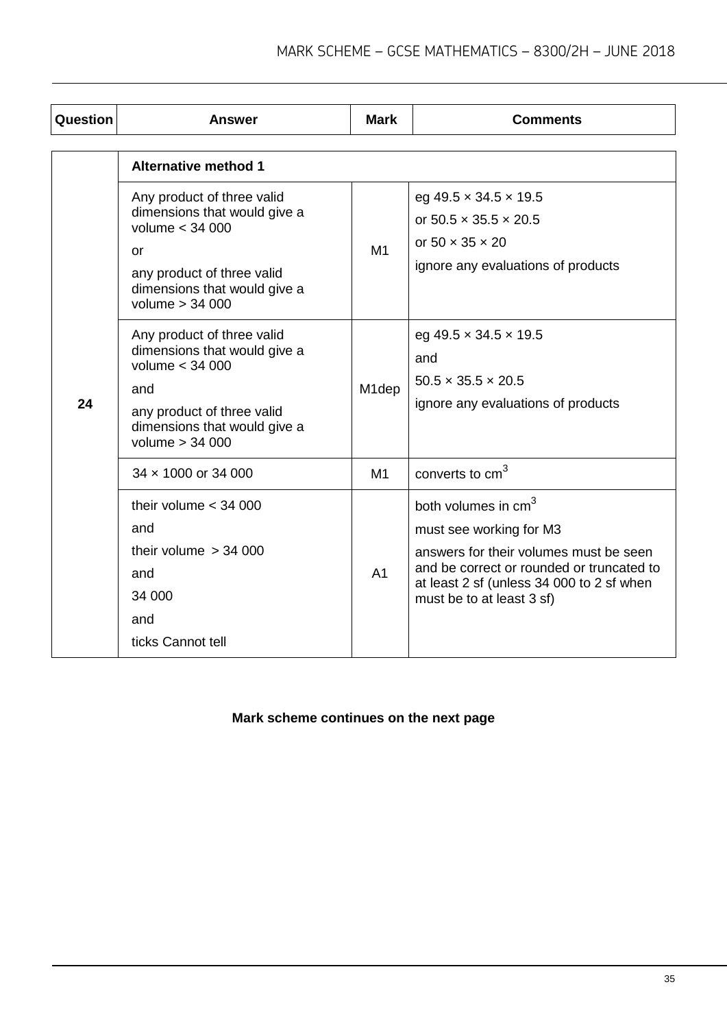| Question | Answer | Mark | Comments |
|---|---|---|---|
| 24 | **Alternative method 1** | | |
| | Any product of three valid dimensions that would give a volume < 34 000<br><br>or<br><br>any product of three valid dimensions that would give a volume > 34 000 | M1 | eg 49.5 × 34.5 × 19.5<br><br>or 50.5 × 35.5 × 20.5<br><br>or 50 × 35 × 20<br><br>ignore any evaluations of products |
| | Any product of three valid dimensions that would give a volume < 34 000<br><br>and<br><br>any product of three valid dimensions that would give a volume > 34 000 | M1dep | eg 49.5 × 34.5 × 19.5<br><br>and<br><br>50.5 × 35.5 × 20.5<br><br>ignore any evaluations of products |
| | 34 × 1000 or 34 000 | M1 | converts to $cm^3$ |
| | their volume < 34 000<br><br>and<br><br>their volume > 34 000<br><br>and<br><br>34 000<br><br>and<br><br>ticks Cannot tell | A1 | both volumes in $cm^3$<br><br>must see working for M3<br><br>answers for their volumes must be seen and be correct or rounded or truncated to at least 2 sf (unless 34 000 to 2 sf when must be to at least 3 sf) |

**Mark scheme continues on the next page**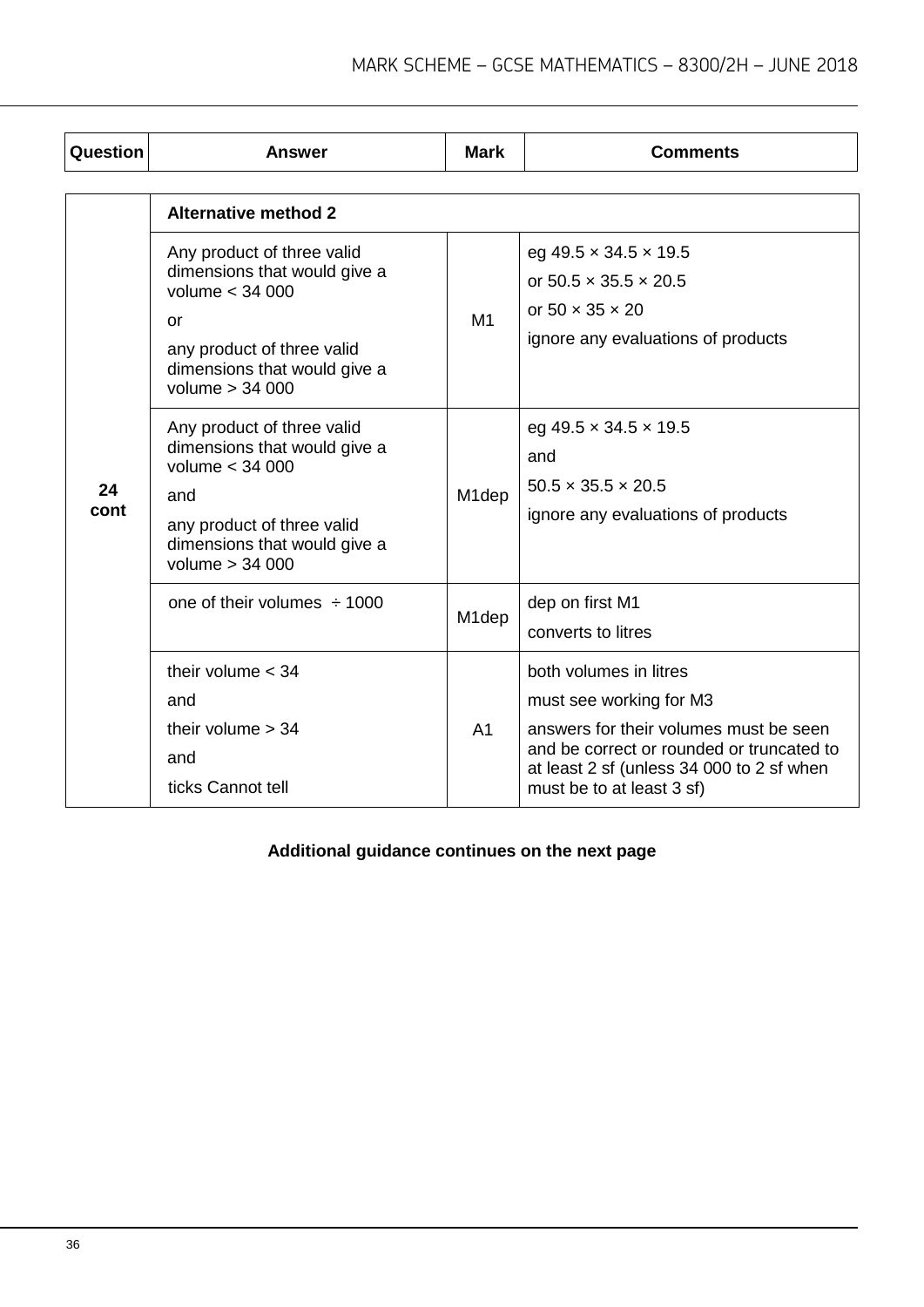| Question | Answer | Mark | Comments |
|---|---|---|---|
| 24 cont | **Alternative method 2** | | |
| | Any product of three valid dimensions that would give a volume < 34 000<br>or<br>any product of three valid dimensions that would give a volume > 34 000 | M1 | eg 49.5 × 34.5 × 19.5<br>or 50.5 × 35.5 × 20.5<br>or 50 × 35 × 20<br>ignore any evaluations of products |
| | Any product of three valid dimensions that would give a volume < 34 000<br>and<br>any product of three valid dimensions that would give a volume > 34 000 | M1dep | eg 49.5 × 34.5 × 19.5<br>and<br>50.5 × 35.5 × 20.5<br>ignore any evaluations of products |
| | one of their volumes ÷ 1000 | M1dep | dep on first M1<br>converts to litres |
| | their volume < 34<br>and<br>their volume > 34<br>and<br>ticks Cannot tell | A1 | both volumes in litres<br>must see working for M3<br>answers for their volumes must be seen and be correct or rounded or truncated to at least 2 sf (unless 34 000 to 2 sf when must be to at least 3 sf) |

**Additional guidance continues on the next page**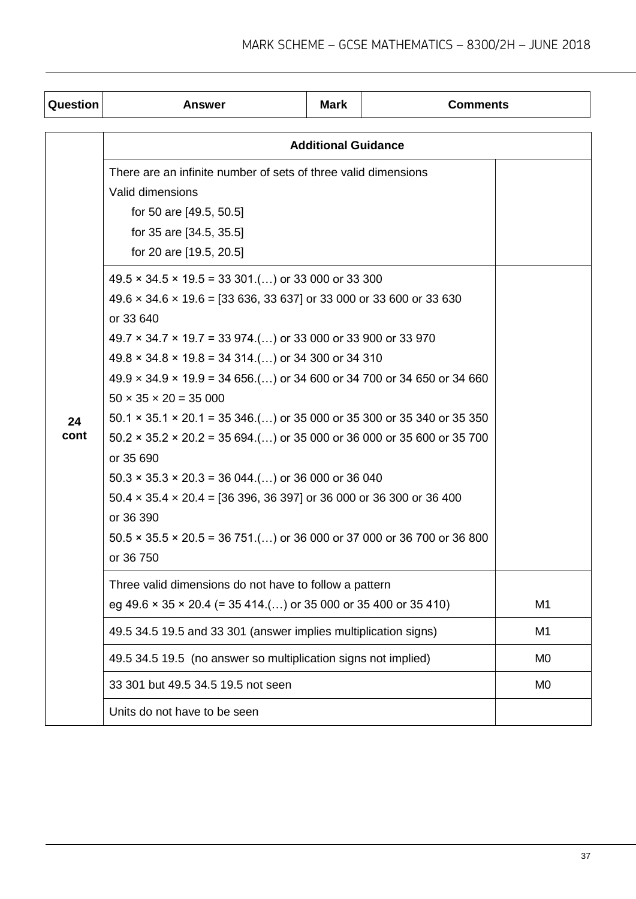| Question | Answer | Mark | Comments |
|---|---|---|---|

| Question | Additional Guidance | |
|---|---|---|
| 24 cont | There are an infinite number of sets of three valid dimensions<br>Valid dimensions<br>for 50 are [49.5, 50.5]<br>for 35 are [34.5, 35.5]<br>for 20 are [19.5, 20.5] | |
| | 49.5 × 34.5 × 19.5 = 33 301.(…) or 33 000 or 33 300<br>49.6 × 34.6 × 19.6 = [33 636, 33 637] or 33 000 or 33 600 or 33 630 or 33 640<br>49.7 × 34.7 × 19.7 = 33 974.(…) or 33 000 or 33 900 or 33 970<br>49.8 × 34.8 × 19.8 = 34 314.(…) or 34 300 or 34 310<br>49.9 × 34.9 × 19.9 = 34 656.(…) or 34 600 or 34 700 or 34 650 or 34 660<br>50 × 35 × 20 = 35 000<br>50.1 × 35.1 × 20.1 = 35 346.(…) or 35 000 or 35 300 or 35 340 or 35 350<br>50.2 × 35.2 × 20.2 = 35 694.(…) or 35 000 or 36 000 or 35 600 or 35 700 or 35 690<br>50.3 × 35.3 × 20.3 = 36 044.(…) or 36 000 or 36 040<br>50.4 × 35.4 × 20.4 = [36 396, 36 397] or 36 000 or 36 300 or 36 400 or 36 390<br>50.5 × 35.5 × 20.5 = 36 751.(…) or 36 000 or 37 000 or 36 700 or 36 800 or 36 750 | |
| | Three valid dimensions do not have to follow a pattern<br>eg 49.6 × 35 × 20.4 (= 35 414.(…) or 35 000 or 35 400 or 35 410) | M1 |
| | 49.5 34.5 19.5 and 33 301 (answer implies multiplication signs) | M1 |
| | 49.5 34.5 19.5 (no answer so multiplication signs not implied) | M0 |
| | 33 301 but 49.5 34.5 19.5 not seen | M0 |
| | Units do not have to be seen | |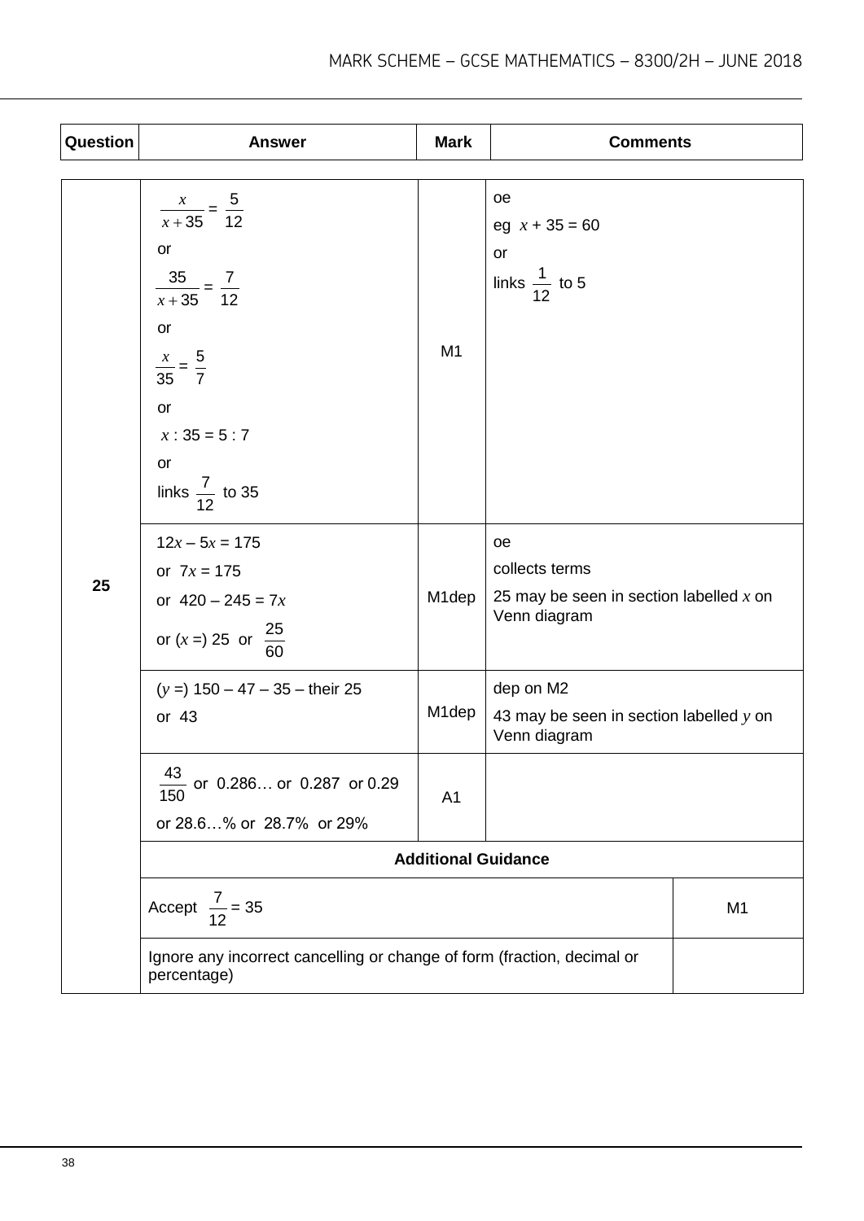| Question | Answer | Mark | Comments |
|---|---|---|---|
| 25 | $\frac{x}{x+35} = \frac{5}{12}$<br>or<br>$\frac{35}{x+35} = \frac{7}{12}$<br>or<br>$\frac{x}{35} = \frac{5}{7}$<br>or<br>$x : 35 = 5 : 7$<br>or<br>links $\frac{7}{12}$ to 35 | M1 | oe<br>eg $x + 35 = 60$<br>or<br>links $\frac{1}{12}$ to 5 |
| | $12x - 5x = 175$<br>or $7x = 175$<br>or $420 - 245 = 7x$<br>or ($x$ =) 25 or $\frac{25}{60}$ | M1dep | oe<br>collects terms<br>25 may be seen in section labelled $x$ on Venn diagram |
| | ($y$ =) 150 – 47 – 35 – their 25<br>or 43 | M1dep | dep on M2<br>43 may be seen in section labelled $y$ on Venn diagram |
| | $\frac{43}{150}$ or 0.286… or 0.287 or 0.29<br>or 28.6…% or 28.7% or 29% | A1 | |
| | **Additional Guidance** | | |
| | Accept $\frac{7}{12} = 35$ | | M1 |
| | Ignore any incorrect cancelling or change of form (fraction, decimal or percentage) | | |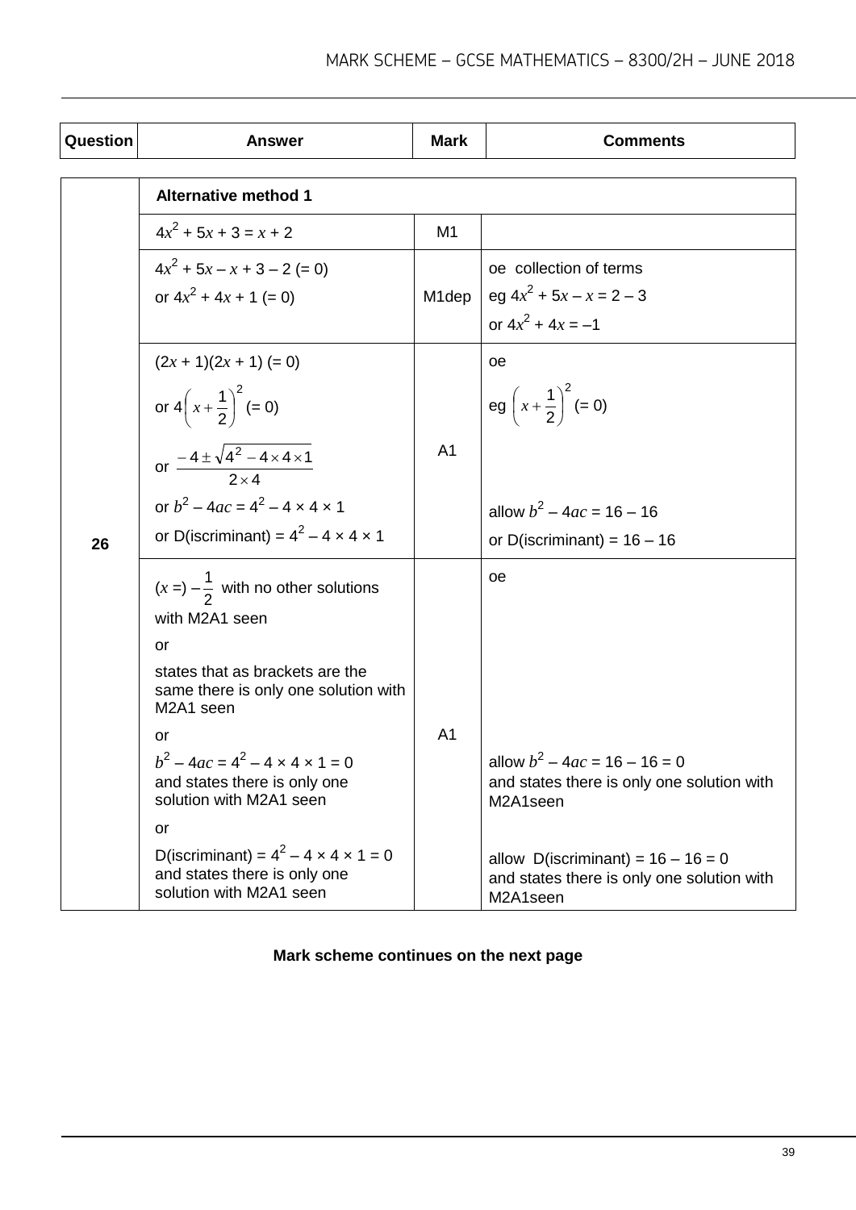| Question | Answer | Mark | Comments |
|---|---|---|---|
| 26 | **Alternative method 1** | | |
| | $4x^2 + 5x + 3 = x + 2$ | M1 | |
| | $4x^2 + 5x – x + 3 – 2$ (= 0)<br>or $4x^2 + 4x + 1$ (= 0) | M1dep | oe collection of terms<br>eg $4x^2 + 5x – x = 2 – 3$<br>or $4x^2 + 4x = –1$ |
| | $(2x + 1)(2x + 1)$ (= 0)<br>or $4\left(x+\frac{1}{2}\right)^2$ (= 0)<br>or $\frac{-4 \pm \sqrt{4^2 - 4 \times 4 \times 1}}{2 \times 4}$<br>or $b^2 – 4ac = 4^2 – 4 \times 4 \times 1$<br>or D(iscriminant) = $4^2 – 4 \times 4 \times 1$ | A1 | oe<br>eg $\left(x+\frac{1}{2}\right)^2$ (= 0)<br><br>allow $b^2 – 4ac = 16 – 16$<br>or D(iscriminant) = 16 – 16 |
| | ($x$ =) $-\frac{1}{2}$ with no other solutions with M2A1 seen<br>or<br>states that as brackets are the same there is only one solution with M2A1 seen<br>or<br>$b^2 – 4ac = 4^2 – 4 \times 4 \times 1 = 0$ and states there is only one solution with M2A1 seen<br>or<br>D(iscriminant) = $4^2 – 4 \times 4 \times 1 = 0$ and states there is only one solution with M2A1 seen | A1 | oe<br><br>allow $b^2 – 4ac = 16 – 16 = 0$ and states there is only one solution with M2A1seen<br><br>allow D(iscriminant) = 16 – 16 = 0 and states there is only one solution with M2A1seen |

**Mark scheme continues on the next page**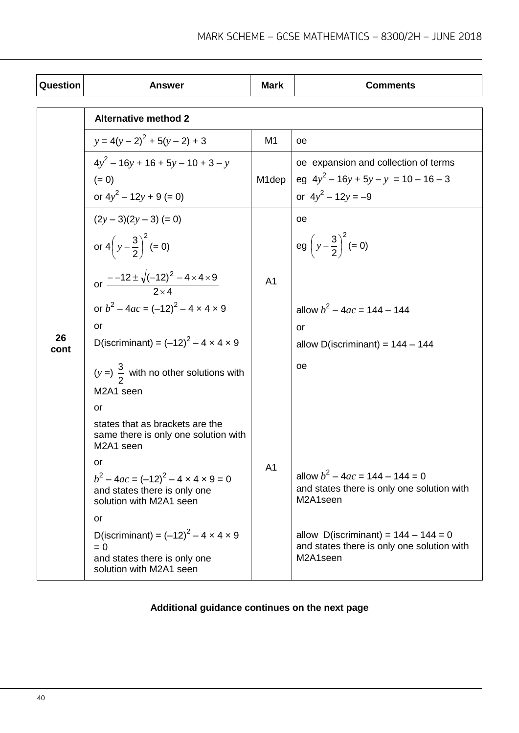| Question | Answer | Mark | Comments |
|---|---|---|---|
| 26 cont | **Alternative method 2** | | |
| | $y = 4(y - 2)^2 + 5(y - 2) + 3$ | M1 | oe |
| | $4y^2 - 16y + 16 + 5y - 10 + 3 - y$ (= 0) or $4y^2 - 12y + 9$ (= 0) | M1dep | oe expansion and collection of terms eg $4y^2 - 16y + 5y - y = 10 - 16 - 3$ or $4y^2 - 12y = -9$ |
| | $(2y - 3)(2y - 3)$ (= 0) or $4\left(y - \frac{3}{2}\right)^2$ (= 0) or $\frac{- -12 \pm \sqrt{(-12)^2 - 4 \times 4 \times 9}}{2 \times 4}$ or $b^2 - 4ac = (-12)^2 - 4 \times 4 \times 9$ or D(iscriminant) = $(-12)^2 - 4 \times 4 \times 9$ | A1 | oe eg $\left(y - \frac{3}{2}\right)^2$ (= 0) allow $b^2 - 4ac = 144 - 144$ or allow D(iscriminant) = $144 - 144$ |
| | ($y$ =) $\frac{3}{2}$ with no other solutions with M2A1 seen or states that as brackets are the same there is only one solution with M2A1 seen or $b^2 - 4ac = (-12)^2 - 4 \times 4 \times 9 = 0$ and states there is only one solution with M2A1 seen or D(iscriminant) = $(-12)^2 - 4 \times 4 \times 9 = 0$ and states there is only one solution with M2A1 seen | A1 | oe allow $b^2 - 4ac = 144 - 144 = 0$ and states there is only one solution with M2A1seen allow D(iscriminant) = $144 - 144 = 0$ and states there is only one solution with M2A1seen |

**Additional guidance continues on the next page**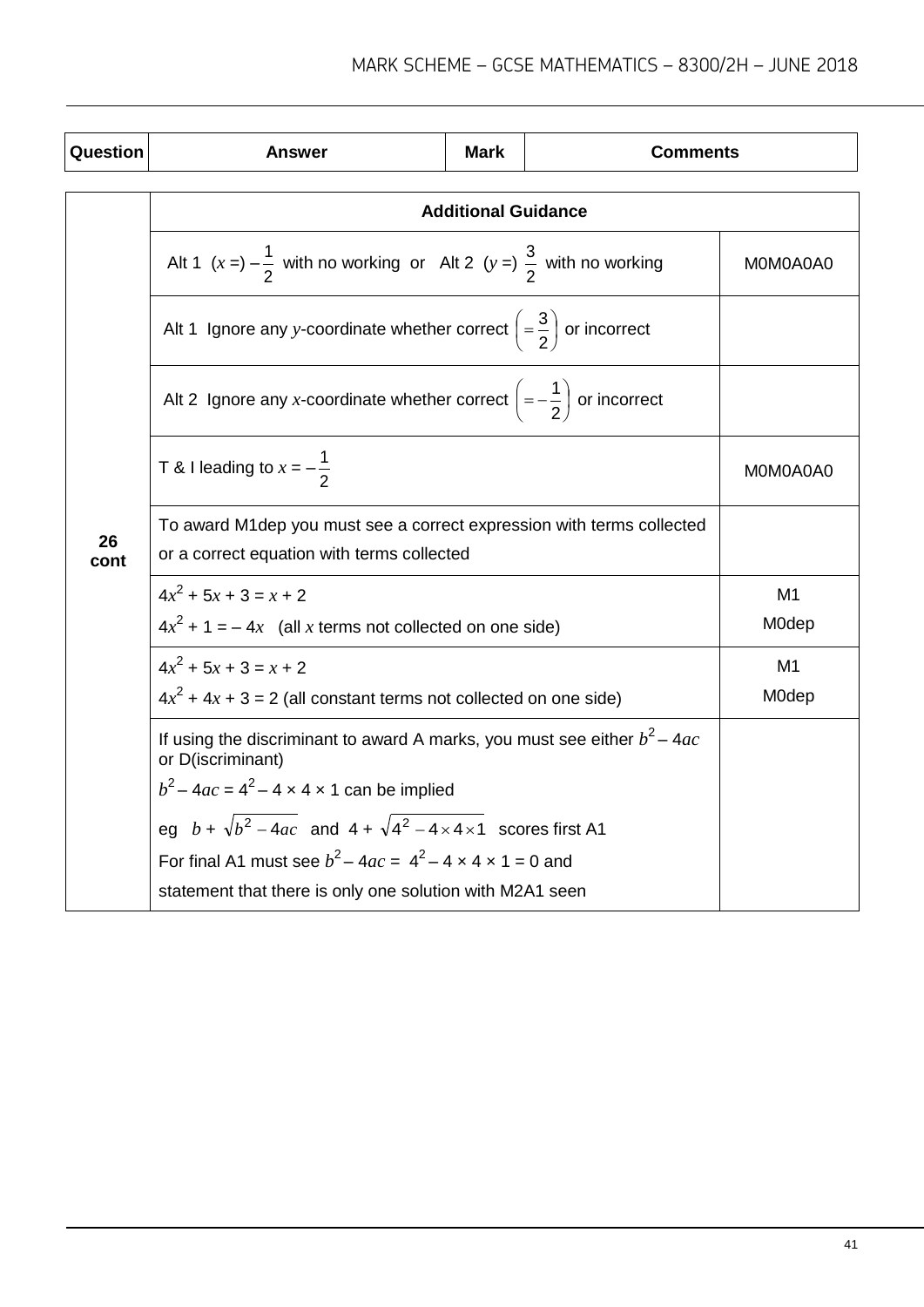| Question | Answer | Mark | Comments |
|---|---|---|---|
| 26 cont | **Additional Guidance** | | |
| | Alt 1 ($x$ =) $-\frac{1}{2}$ with no working or Alt 2 ($y$ =) $\frac{3}{2}$ with no working | | M0M0A0A0 |
| | Alt 1 Ignore any $y$-coordinate whether correct $\left(=\frac{3}{2}\right)$ or incorrect | | |
| | Alt 2 Ignore any $x$-coordinate whether correct $\left(=-\frac{1}{2}\right)$ or incorrect | | |
| | T & I leading to $x = -\frac{1}{2}$ | | M0M0A0A0 |
| | To award M1dep you must see a correct expression with terms collected or a correct equation with terms collected | | |
| | $4x^2 + 5x + 3 = x + 2$<br>$4x^2 + 1 = -4x$ (all $x$ terms not collected on one side) | | M1<br>M0dep |
| | $4x^2 + 5x + 3 = x + 2$<br>$4x^2 + 4x + 3 = 2$ (all constant terms not collected on one side) | | M1<br>M0dep |
| | If using the discriminant to award A marks, you must see either $b^2 - 4ac$ or D(iscriminant)<br>$b^2 - 4ac = 4^2 - 4 \times 4 \times 1$ can be implied<br>eg $b + \sqrt{b^2 - 4ac}$ and $4 + \sqrt{4^2 - 4 \times 4 \times 1}$ scores first A1<br>For final A1 must see $b^2 - 4ac = 4^2 - 4 \times 4 \times 1 = 0$ and statement that there is only one solution with M2A1 seen | | |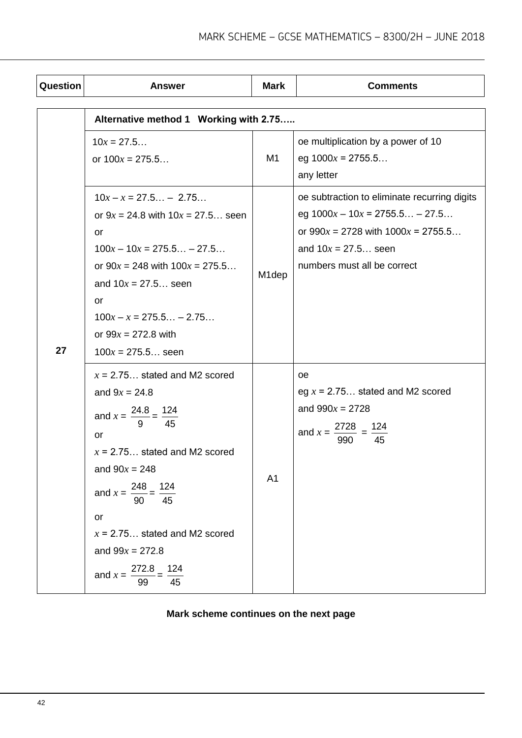| Question | Answer | Mark | Comments |
|---|---|---|---|
| | **Alternative method 1 Working with 2.75…..** | | |
| 27 | $10x = 27.5\ldots$<br>or $100x = 275.5\ldots$ | M1 | oe multiplication by a power of 10<br>eg $1000x = 2755.5\ldots$<br>any letter |
| | $10x - x = 27.5\ldots - 2.75\ldots$<br>or $9x = 24.8$ with $10x = 27.5\ldots$ seen<br>or<br>$100x - 10x = 275.5\ldots - 27.5\ldots$<br>or $90x = 248$ with $100x = 275.5\ldots$<br>and $10x = 27.5\ldots$ seen<br>or<br>$100x - x = 275.5\ldots - 2.75\ldots$<br>or $99x = 272.8$ with<br>$100x = 275.5\ldots$ seen | M1dep | oe subtraction to eliminate recurring digits<br>eg $1000x - 10x = 2755.5\ldots - 27.5\ldots$<br>or $990x = 2728$ with $1000x = 2755.5\ldots$<br>and $10x = 27.5\ldots$ seen<br>numbers must all be correct |
| | $x = 2.75\ldots$ stated and M2 scored<br>and $9x = 24.8$<br>and $x = \frac{24.8}{9} = \frac{124}{45}$<br>or<br>$x = 2.75\ldots$ stated and M2 scored<br>and $90x = 248$<br>and $x = \frac{248}{90} = \frac{124}{45}$<br>or<br>$x = 2.75\ldots$ stated and M2 scored<br>and $99x = 272.8$<br>and $x = \frac{272.8}{99} = \frac{124}{45}$ | A1 | oe<br>eg $x = 2.75\ldots$ stated and M2 scored<br>and $990x = 2728$<br>and $x = \frac{2728}{990} = \frac{124}{45}$ |

**Mark scheme continues on the next page**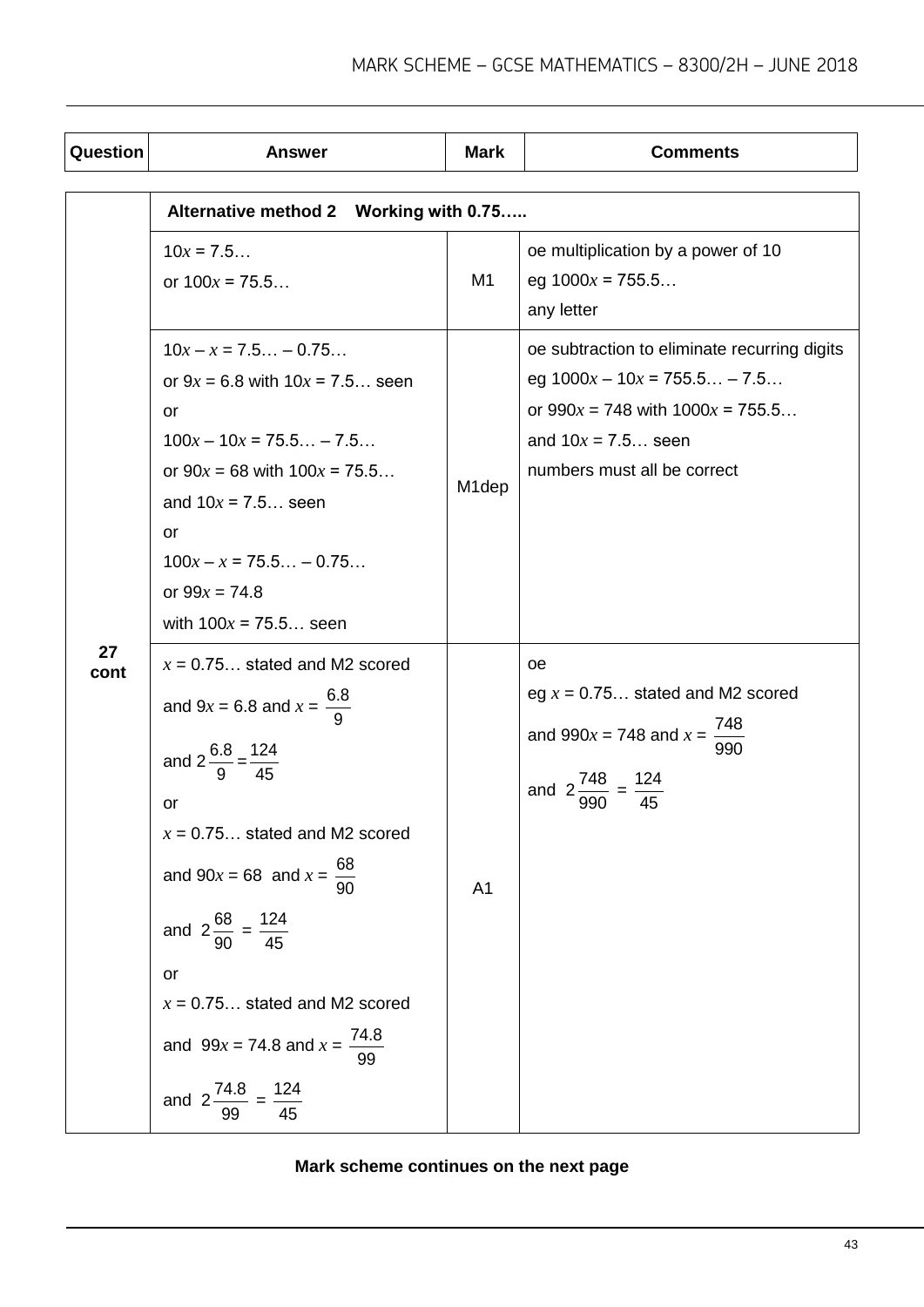| Question | Answer | Mark | Comments |
|---|---|---|---|
| | **Alternative method 2 Working with 0.75…..** | | |
| 27 cont | $10x = 7.5…$<br>or $100x = 75.5…$ | M1 | oe multiplication by a power of 10<br>eg $1000x = 755.5…$<br>any letter |
| | $10x - x = 7.5… - 0.75…$<br>or $9x = 6.8$ with $10x = 7.5…$ seen<br>or<br>$100x - 10x = 75.5… - 7.5…$<br>or $90x = 68$ with $100x = 75.5…$ and $10x = 7.5…$ seen<br>or<br>$100x - x = 75.5… - 0.75…$<br>or $99x = 74.8$<br>with $100x = 75.5…$ seen | M1dep | oe subtraction to eliminate recurring digits<br>eg $1000x - 10x = 755.5… - 7.5…$<br>or $990x = 748$ with $1000x = 755.5…$ and $10x = 7.5…$ seen<br>numbers must all be correct |
| | $x = 0.75…$ stated and M2 scored<br>and $9x = 6.8$ and $x = \frac{6.8}{9}$<br>and $2\frac{6.8}{9} = \frac{124}{45}$<br>or<br>$x = 0.75…$ stated and M2 scored<br>and $90x = 68$ and $x = \frac{68}{90}$<br>and $2\frac{68}{90} = \frac{124}{45}$<br>or<br>$x = 0.75…$ stated and M2 scored<br>and $99x = 74.8$ and $x = \frac{74.8}{99}$<br>and $2\frac{74.8}{99} = \frac{124}{45}$ | A1 | oe<br>eg $x = 0.75…$ stated and M2 scored<br>and $990x = 748$ and $x = \frac{748}{990}$<br>and $2\frac{748}{990} = \frac{124}{45}$ |

**Mark scheme continues on the next page**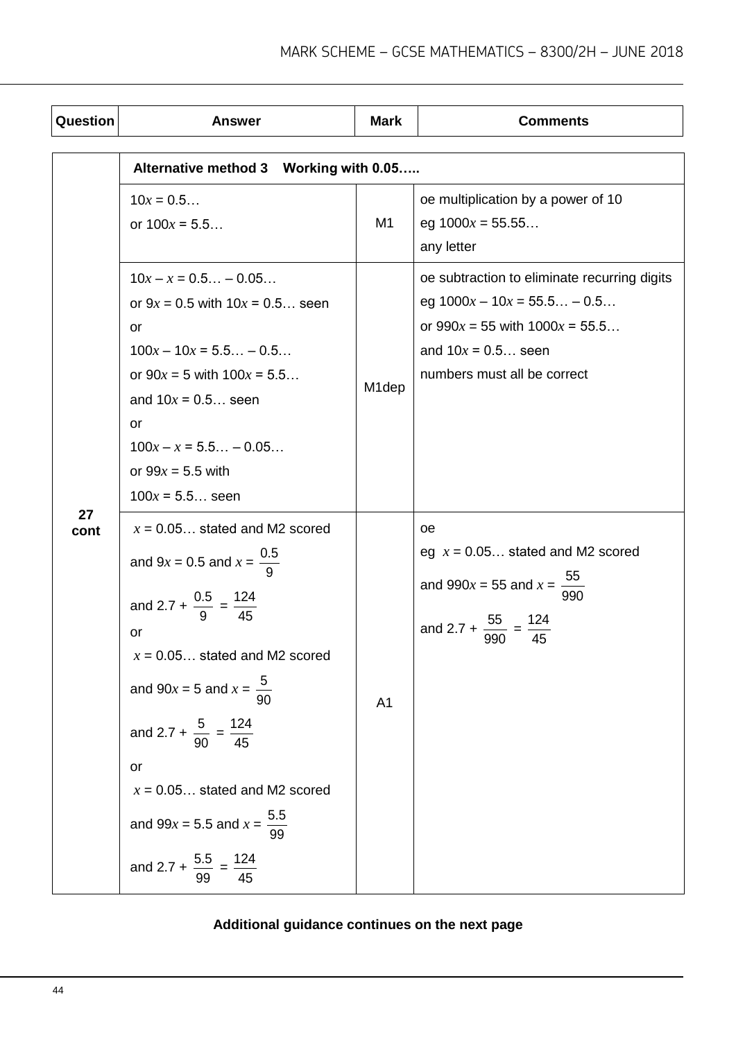| Question | Answer | Mark | Comments |
|---|---|---|---|
| 27 cont | **Alternative method 3 Working with 0.05…..** | | |
| | $10x = 0.5…$<br>or $100x = 5.5…$ | M1 | oe multiplication by a power of 10<br>eg $1000x = 55.55…$<br>any letter |
| | $10x – x = 0.5… – 0.05…$<br>or $9x = 0.5$ with $10x = 0.5…$ seen<br>or<br>$100x – 10x = 5.5… – 0.5…$<br>or $90x = 5$ with $100x = 5.5…$<br>and $10x = 0.5…$ seen<br>or<br>$100x – x = 5.5… – 0.05…$<br>or $99x = 5.5$ with<br>$100x = 5.5…$ seen | M1dep | oe subtraction to eliminate recurring digits<br>eg $1000x – 10x = 55.5… – 0.5…$<br>or $990x = 55$ with $1000x = 55.5…$<br>and $10x = 0.5…$ seen<br>numbers must all be correct |
| | $x = 0.05…$ stated and M2 scored<br>and $9x = 0.5$ and $x = \frac{0.5}{9}$<br>and $2.7 + \frac{0.5}{9} = \frac{124}{45}$<br>or<br>$x = 0.05…$ stated and M2 scored<br>and $90x = 5$ and $x = \frac{5}{90}$<br>and $2.7 + \frac{5}{90} = \frac{124}{45}$<br>or<br>$x = 0.05…$ stated and M2 scored<br>and $99x = 5.5$ and $x = \frac{5.5}{99}$<br>and $2.7 + \frac{5.5}{99} = \frac{124}{45}$ | A1 | oe<br>eg $x = 0.05…$ stated and M2 scored<br>and $990x = 55$ and $x = \frac{55}{990}$<br>and $2.7 + \frac{55}{990} = \frac{124}{45}$ |

**Additional guidance continues on the next page**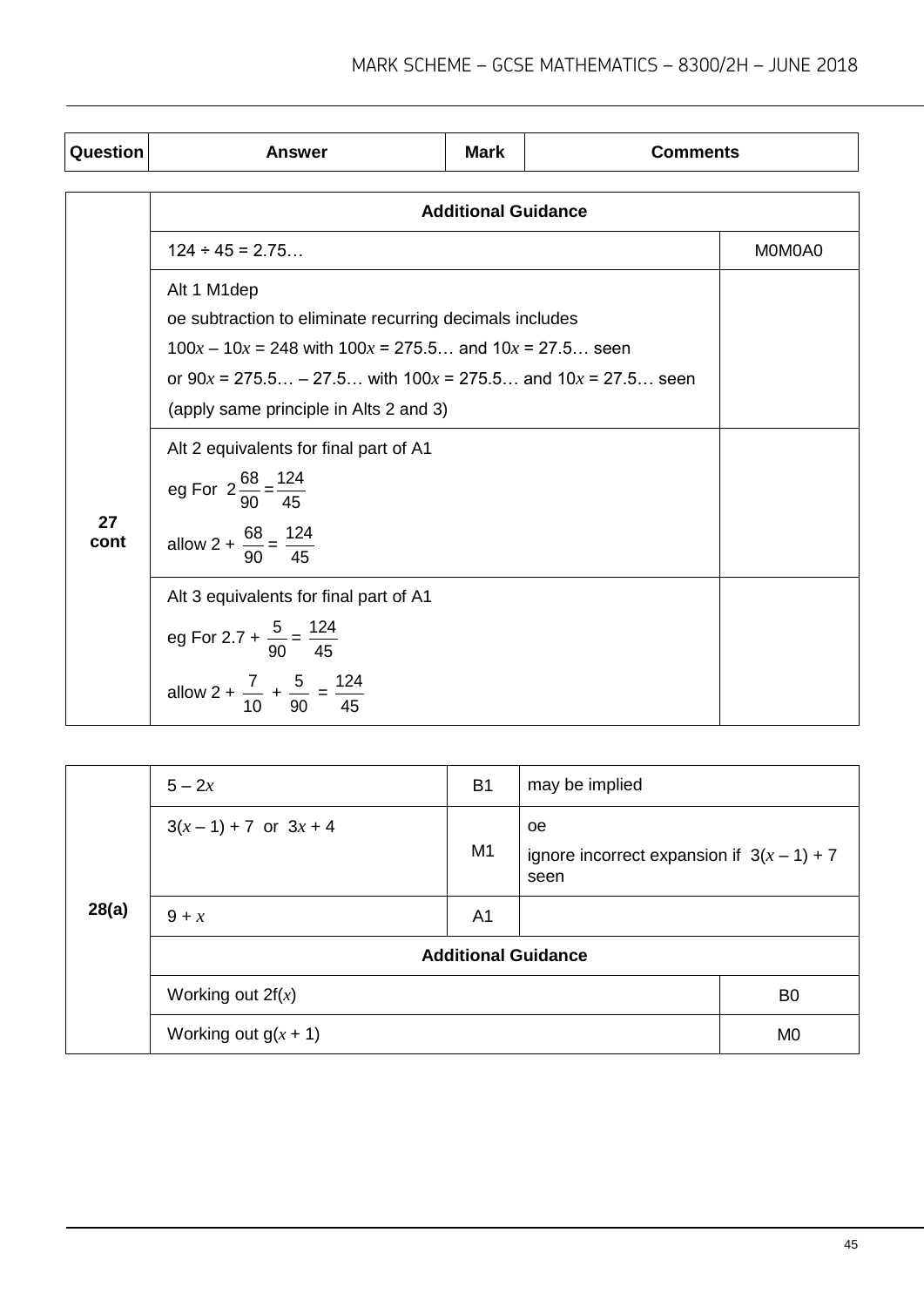| Question | Answer | Mark | Comments |
|---|---|---|---|
| 27 cont | **Additional Guidance** | | |
| | $124 \div 45 = 2.75…$ | | M0M0A0 |
| | Alt 1 M1dep<br>oe subtraction to eliminate recurring decimals includes<br>$100x - 10x = 248$ with $100x = 275.5…$ and $10x = 27.5…$ seen<br>or $90x = 275.5… - 27.5…$ with $100x = 275.5…$ and $10x = 27.5…$ seen<br>(apply same principle in Alts 2 and 3) | | |
| | Alt 2 equivalents for final part of A1<br>eg For $2\frac{68}{90} = \frac{124}{45}$<br>allow $2 + \frac{68}{90} = \frac{124}{45}$ | | |
| | Alt 3 equivalents for final part of A1<br>eg For $2.7 + \frac{5}{90} = \frac{124}{45}$<br>allow $2 + \frac{7}{10} + \frac{5}{90} = \frac{124}{45}$ | | |

| Question | Answer | Mark | Comments |
|---|---|---|---|
| 28(a) | $5 - 2x$ | B1 | may be implied |
| | $3(x - 1) + 7$ or $3x + 4$ | M1 | oe<br>ignore incorrect expansion if $3(x - 1) + 7$ seen |
| | $9 + x$ | A1 | |
| | **Additional Guidance** | | |
| | Working out $2f(x)$ | | B0 |
| | Working out $g(x + 1)$ | | M0 |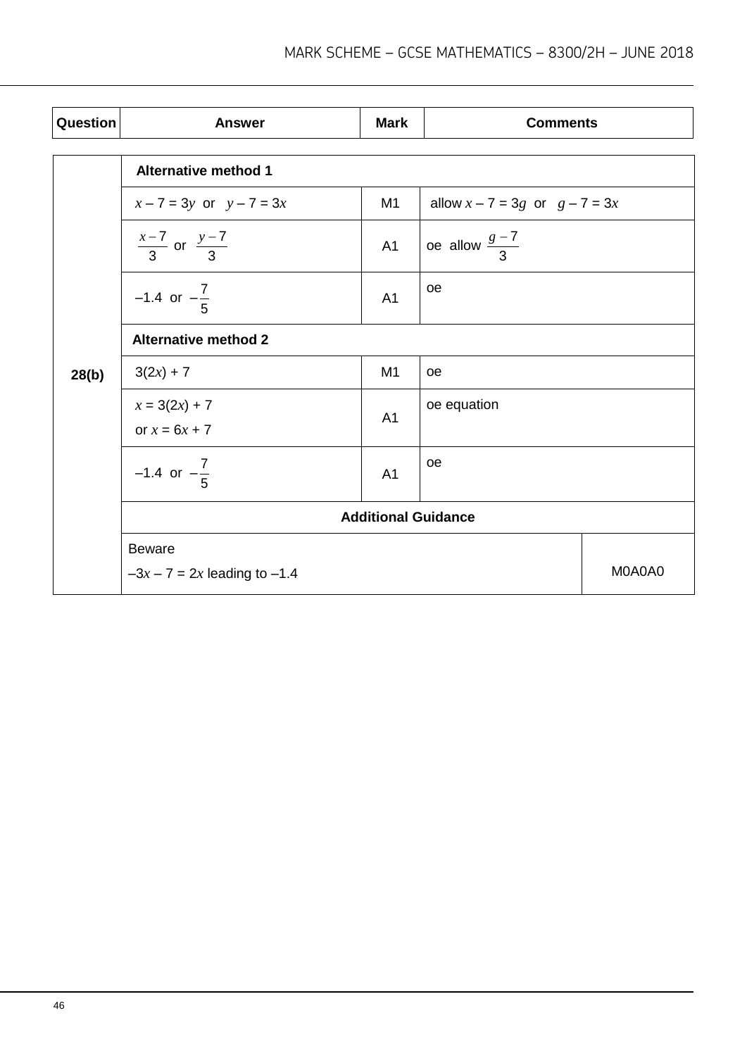| Question | Answer | Mark | Comments |
|---|---|---|---|
| 28(b) | **Alternative method 1** | | |
| | $x - 7 = 3y$ or $y - 7 = 3x$ | M1 | allow $x - 7 = 3g$ or $g - 7 = 3x$ |
| | $\frac{x-7}{3}$ or $\frac{y-7}{3}$ | A1 | oe allow $\frac{g-7}{3}$ |
| | $-1.4$ or $-\frac{7}{5}$ | A1 | oe |
| | **Alternative method 2** | | |
| | $3(2x) + 7$ | M1 | oe |
| | $x = 3(2x) + 7$ or $x = 6x + 7$ | A1 | oe equation |
| | $-1.4$ or $-\frac{7}{5}$ | A1 | oe |
| | **Additional Guidance** | | |
| | Beware $-3x - 7 = 2x$ leading to $-1.4$ | | M0A0A0 |